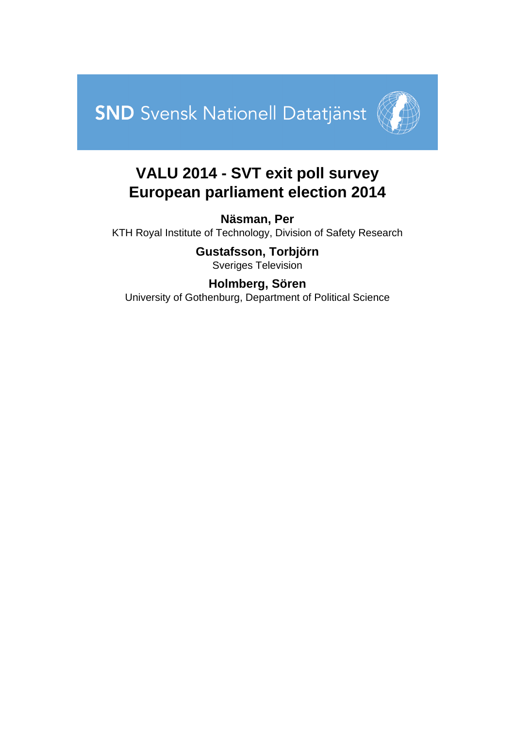SND Svensk Nationell Datatjänst

# VALU 2014 - SVT exit poll survey European parliament election 2014

**Näsman, Per**
KTH Royal Institute of Technology, Division of Safety Research

**Gustafsson, Torbjörn**
Sveriges Television

**Holmberg, Sören**
University of Gothenburg, Department of Political Science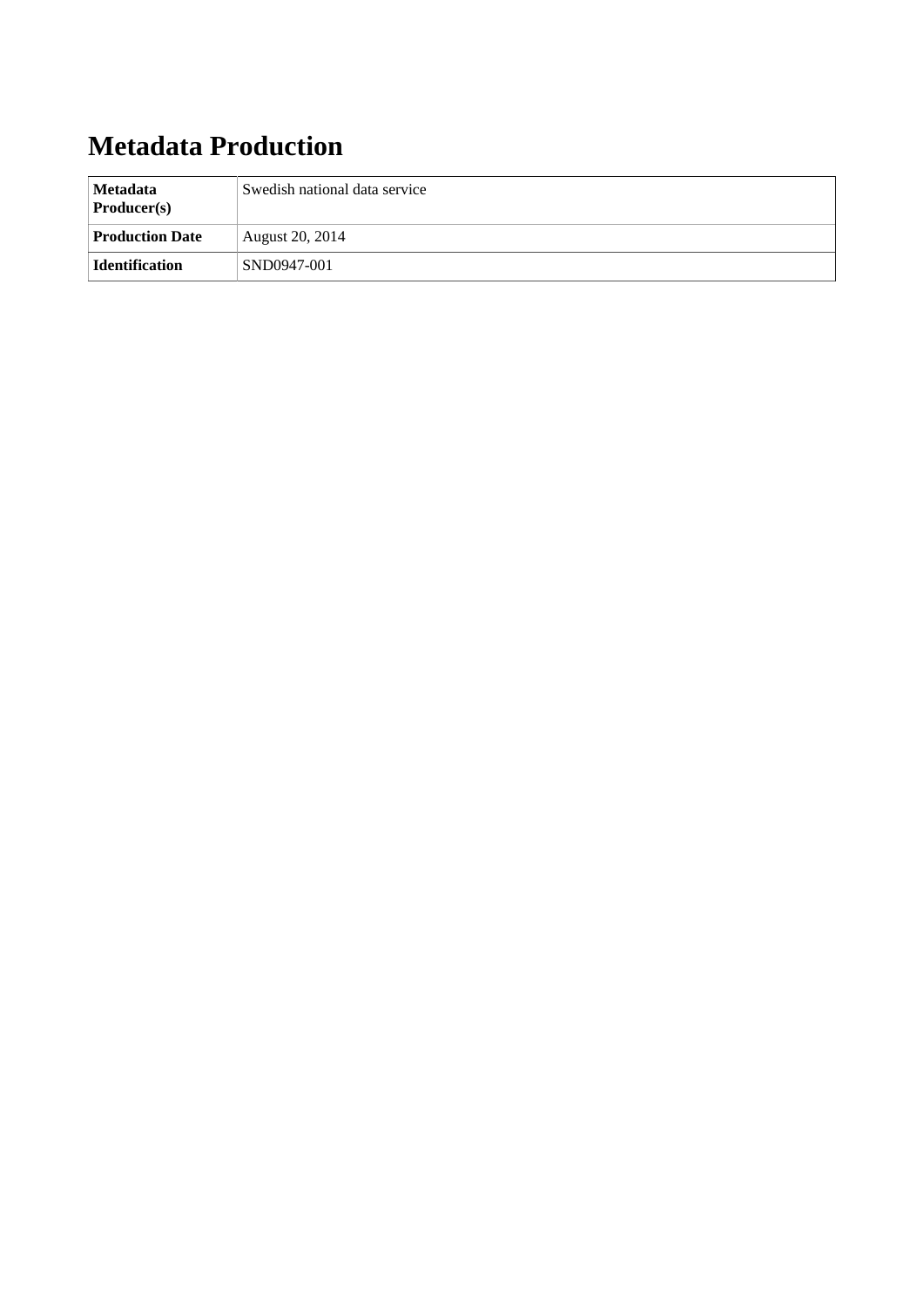# Metadata Production

| **Metadata Producer(s)** | Swedish national data service |
| --- | --- |
| **Production Date** | August 20, 2014 |
| **Identification** | SND0947-001 |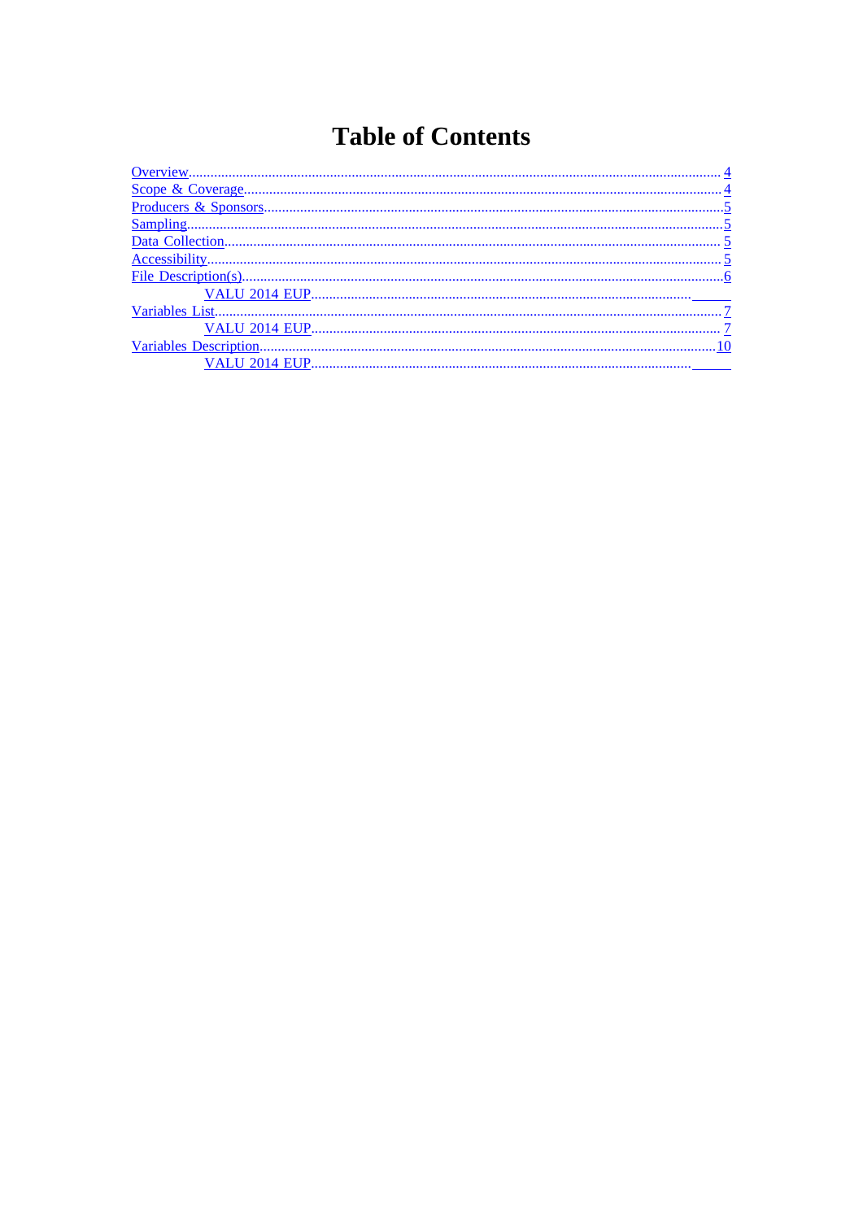# Table of Contents

- Overview....................................................................................................................................... 4
- Scope & Coverage.......................................................................................................................... 4
- Producers & Sponsors.................................................................................................................... 5
- Sampling........................................................................................................................................ 5
- Data Collection.............................................................................................................................. 5
- Accessibility................................................................................................................................... 5
- File Description(s)......................................................................................................................... 6
    - VALU 2014 EUP..............................................................................................................
- Variables List.................................................................................................................................. 7
    - VALU 2014 EUP....................................................................................................................... 7
- Variables Description................................................................................................................... 10
    - VALU 2014 EUP..............................................................................................................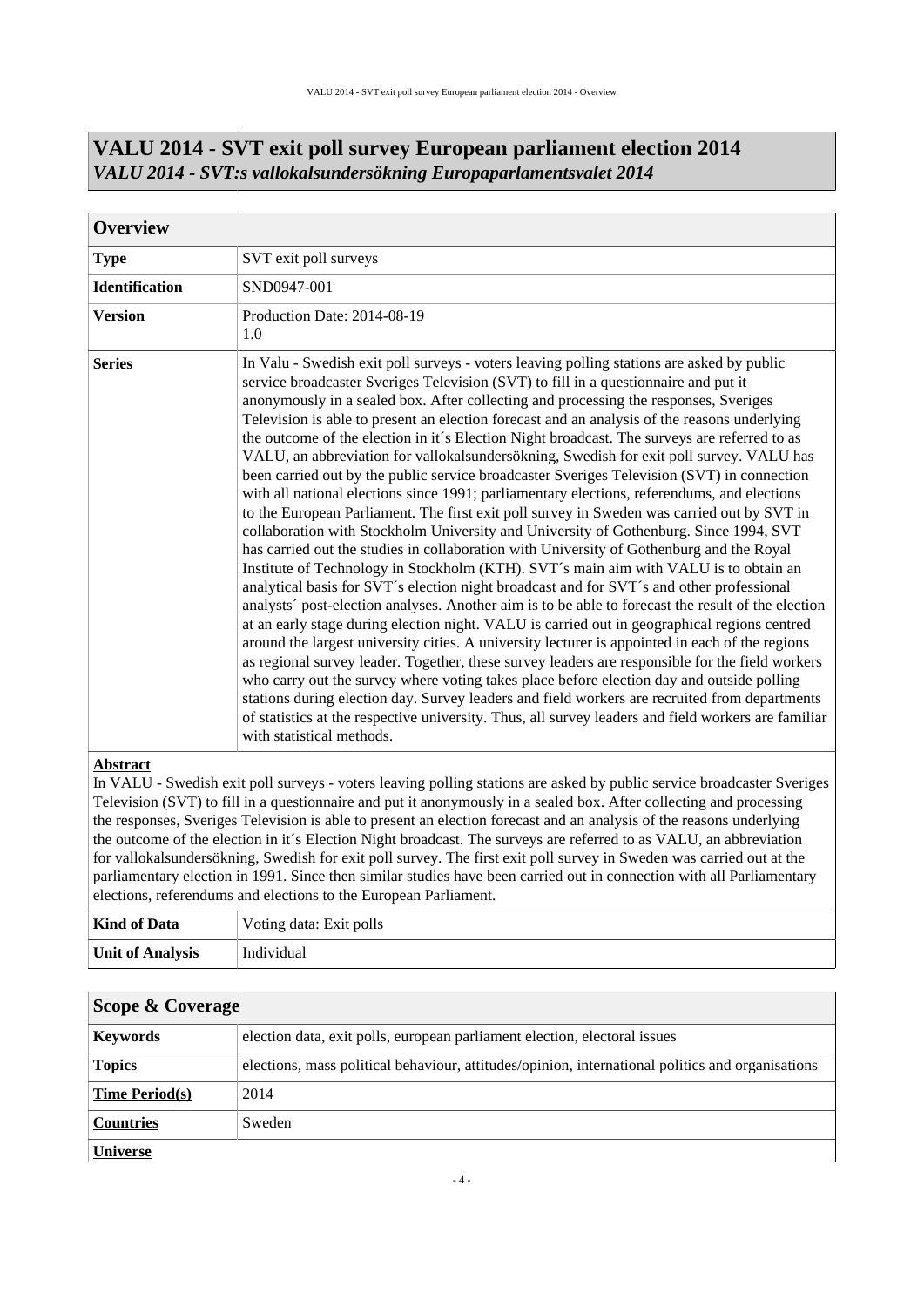# VALU 2014 - SVT exit poll survey European parliament election 2014
*VALU 2014 - SVT:s vallokalsundersökning Europaparlamentsvalet 2014*

## Overview

| | |
|---|---|
| **Type** | SVT exit poll surveys |
| **Identification** | SND0947-001 |
| **Version** | Production Date: 2014-08-19<br>1.0 |
| **Series** | In Valu - Swedish exit poll surveys - voters leaving polling stations are asked by public service broadcaster Sveriges Television (SVT) to fill in a questionnaire and put it anonymously in a sealed box. After collecting and processing the responses, Sveriges Television is able to present an election forecast and an analysis of the reasons underlying the outcome of the election in it´s Election Night broadcast. The surveys are referred to as VALU, an abbreviation for vallokalsundersökning, Swedish for exit poll survey. VALU has been carried out by the public service broadcaster Sveriges Television (SVT) in connection with all national elections since 1991; parliamentary elections, referendums, and elections to the European Parliament. The first exit poll survey in Sweden was carried out by SVT in collaboration with Stockholm University and University of Gothenburg. Since 1994, SVT has carried out the studies in collaboration with University of Gothenburg and the Royal Institute of Technology in Stockholm (KTH). SVT´s main aim with VALU is to obtain an analytical basis for SVT´s election night broadcast and for SVT´s and other professional analysts´ post-election analyses. Another aim is to be able to forecast the result of the election at an early stage during election night. VALU is carried out in geographical regions centred around the largest university cities. A university lecturer is appointed in each of the regions as regional survey leader. Together, these survey leaders are responsible for the field workers who carry out the survey where voting takes place before election day and outside polling stations during election day. Survey leaders and field workers are recruited from departments of statistics at the respective university. Thus, all survey leaders and field workers are familiar with statistical methods. |

**Abstract**

In VALU - Swedish exit poll surveys - voters leaving polling stations are asked by public service broadcaster Sveriges Television (SVT) to fill in a questionnaire and put it anonymously in a sealed box. After collecting and processing the responses, Sveriges Television is able to present an election forecast and an analysis of the reasons underlying the outcome of the election in it´s Election Night broadcast. The surveys are referred to as VALU, an abbreviation for vallokalsundersökning, Swedish for exit poll survey. The first exit poll survey in Sweden was carried out at the parliamentary election in 1991. Since then similar studies have been carried out in connection with all Parliamentary elections, referendums and elections to the European Parliament.

| | |
|---|---|
| **Kind of Data** | Voting data: Exit polls |
| **Unit of Analysis** | Individual |

## Scope & Coverage

| | |
|---|---|
| **Keywords** | election data, exit polls, european parliament election, electoral issues |
| **Topics** | elections, mass political behaviour, attitudes/opinion, international politics and organisations |
| **Time Period(s)** | 2014 |
| **Countries** | Sweden |

**Universe**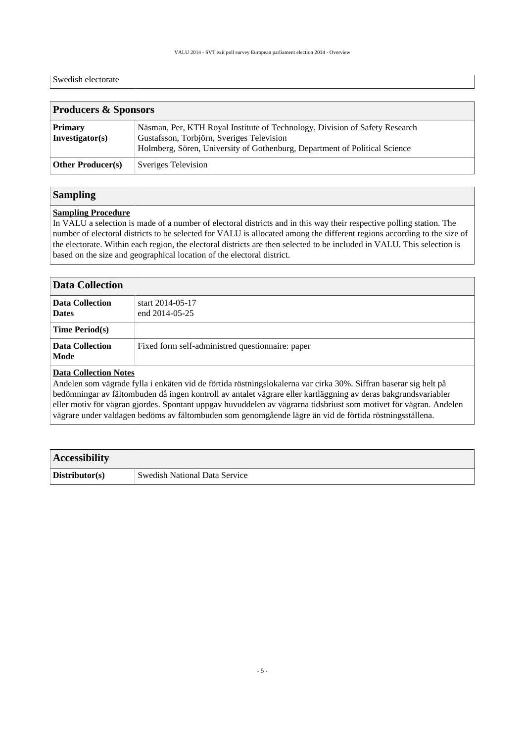Swedish electorate

## Producers & Sponsors

| | |
|---|---|
| **Primary Investigator(s)** | Näsman, Per, KTH Royal Institute of Technology, Division of Safety Research<br>Gustafsson, Torbjörn, Sveriges Television<br>Holmberg, Sören, University of Gothenburg, Department of Political Science |
| **Other Producer(s)** | Sveriges Television |

## Sampling

**Sampling Procedure**

In VALU a selection is made of a number of electoral districts and in this way their respective polling station. The number of electoral districts to be selected for VALU is allocated among the different regions according to the size of the electorate. Within each region, the electoral districts are then selected to be included in VALU. This selection is based on the size and geographical location of the electoral district.

## Data Collection

| | |
|---|---|
| **Data Collection Dates** | start 2014-05-17<br>end 2014-05-25 |
| **Time Period(s)** | |
| **Data Collection Mode** | Fixed form self-administred questionnaire: paper |

**Data Collection Notes**

Andelen som vägrade fylla i enkäten vid de förtida röstningslokalerna var cirka 30%. Siffran baserar sig helt på bedömningar av fältombuden då ingen kontroll av antalet vägrare eller kartläggning av deras bakgrundsvariabler eller motiv för vägran gjordes. Spontant uppgav huvuddelen av vägrarna tidsbriust som motivet för vägran. Andelen vägrare under valdagen bedöms av fältombuden som genomgående lägre än vid de förtida röstningsställena.

## Accessibility

| | |
|---|---|
| **Distributor(s)** | Swedish National Data Service |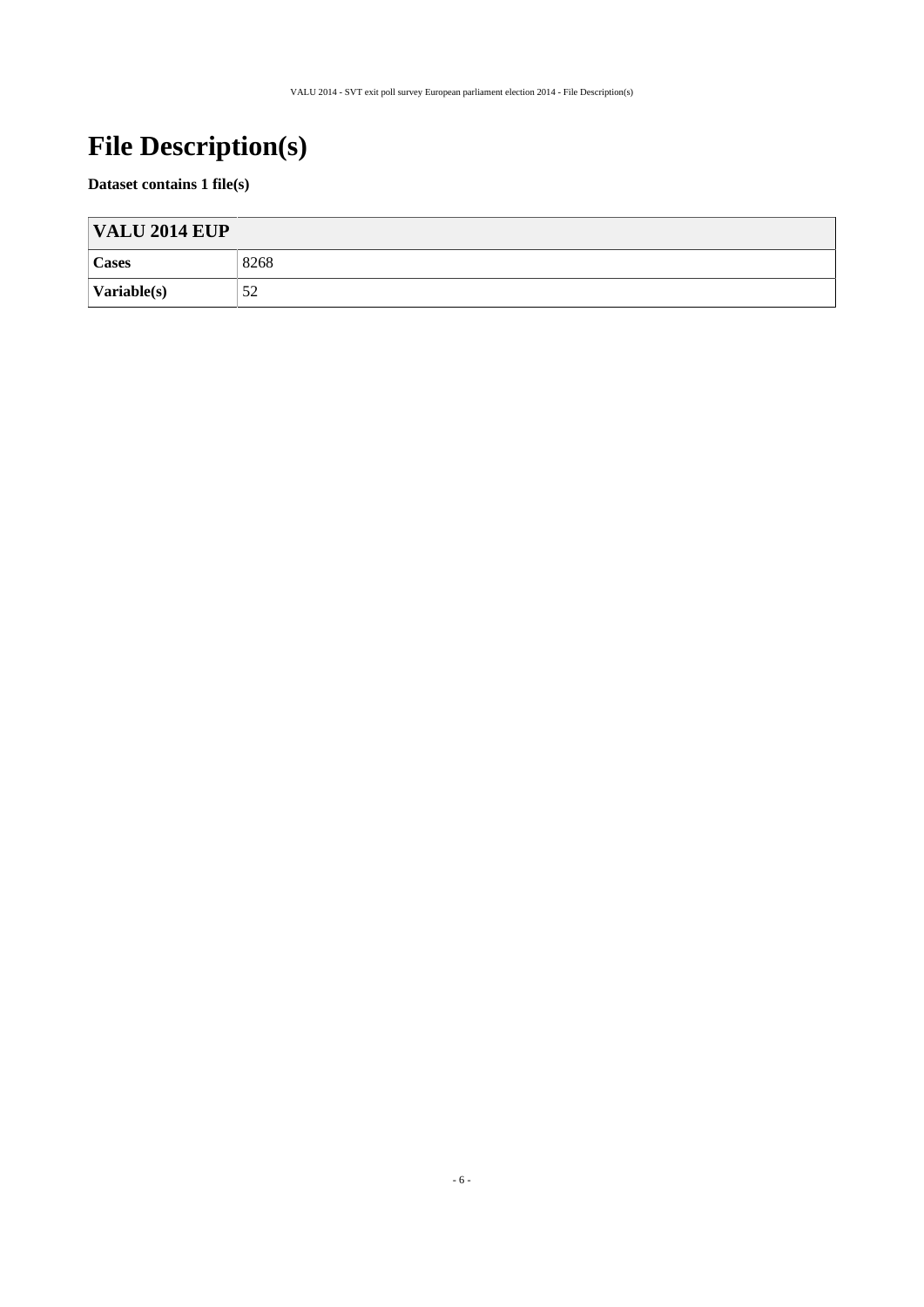# File Description(s)

**Dataset contains 1 file(s)**

| VALU 2014 EUP | |
|---|---|
| **Cases** | 8268 |
| **Variable(s)** | 52 |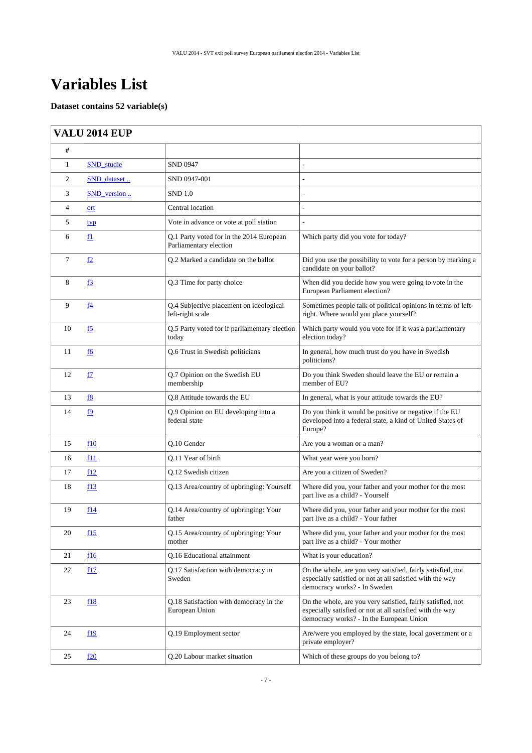# Variables List

**Dataset contains 52 variable(s)**

| VALU 2014 EUP | | | |
|---|---|---|---|
| # | | | |
| 1 | SND_studie | SND 0947 | - |
| 2 | SND_dataset .. | SND 0947-001 | - |
| 3 | SND_version .. | SND 1.0 | - |
| 4 | ort | Central location | - |
| 5 | typ | Vote in advance or vote at poll station | - |
| 6 | f1 | Q.1 Party voted for in the 2014 European Parliamentary election | Which party did you vote for today? |
| 7 | f2 | Q.2 Marked a candidate on the ballot | Did you use the possibility to vote for a person by marking a candidate on your ballot? |
| 8 | f3 | Q.3 Time for party choice | When did you decide how you were going to vote in the European Parliament election? |
| 9 | f4 | Q.4 Subjective placement on ideological left-right scale | Sometimes people talk of political opinions in terms of left-right. Where would you place yourself? |
| 10 | f5 | Q.5 Party voted for if parliamentary election today | Which party would you vote for if it was a parliamentary election today? |
| 11 | f6 | Q.6 Trust in Swedish politicians | In general, how much trust do you have in Swedish politicians? |
| 12 | f7 | Q.7 Opinion on the Swedish EU membership | Do you think Sweden should leave the EU or remain a member of EU? |
| 13 | f8 | Q.8 Attitude towards the EU | In general, what is your attitude towards the EU? |
| 14 | f9 | Q.9 Opinion on EU developing into a federal state | Do you think it would be positive or negative if the EU developed into a federal state, a kind of United States of Europe? |
| 15 | f10 | Q.10 Gender | Are you a woman or a man? |
| 16 | f11 | Q.11 Year of birth | What year were you born? |
| 17 | f12 | Q.12 Swedish citizen | Are you a citizen of Sweden? |
| 18 | f13 | Q.13 Area/country of upbringing: Yourself | Where did you, your father and your mother for the most part live as a child? - Yourself |
| 19 | f14 | Q.14 Area/country of upbringing: Your father | Where did you, your father and your mother for the most part live as a child? - Your father |
| 20 | f15 | Q.15 Area/country of upbringing: Your mother | Where did you, your father and your mother for the most part live as a child? - Your mother |
| 21 | f16 | Q.16 Educational attainment | What is your education? |
| 22 | f17 | Q.17 Satisfaction with democracy in Sweden | On the whole, are you very satisfied, fairly satisfied, not especially satisfied or not at all satisfied with the way democracy works? - In Sweden |
| 23 | f18 | Q.18 Satisfaction with democracy in the European Union | On the whole, are you very satisfied, fairly satisfied, not especially satisfied or not at all satisfied with the way democracy works? - In the European Union |
| 24 | f19 | Q.19 Employment sector | Are/were you employed by the state, local government or a private employer? |
| 25 | f20 | Q.20 Labour market situation | Which of these groups do you belong to? |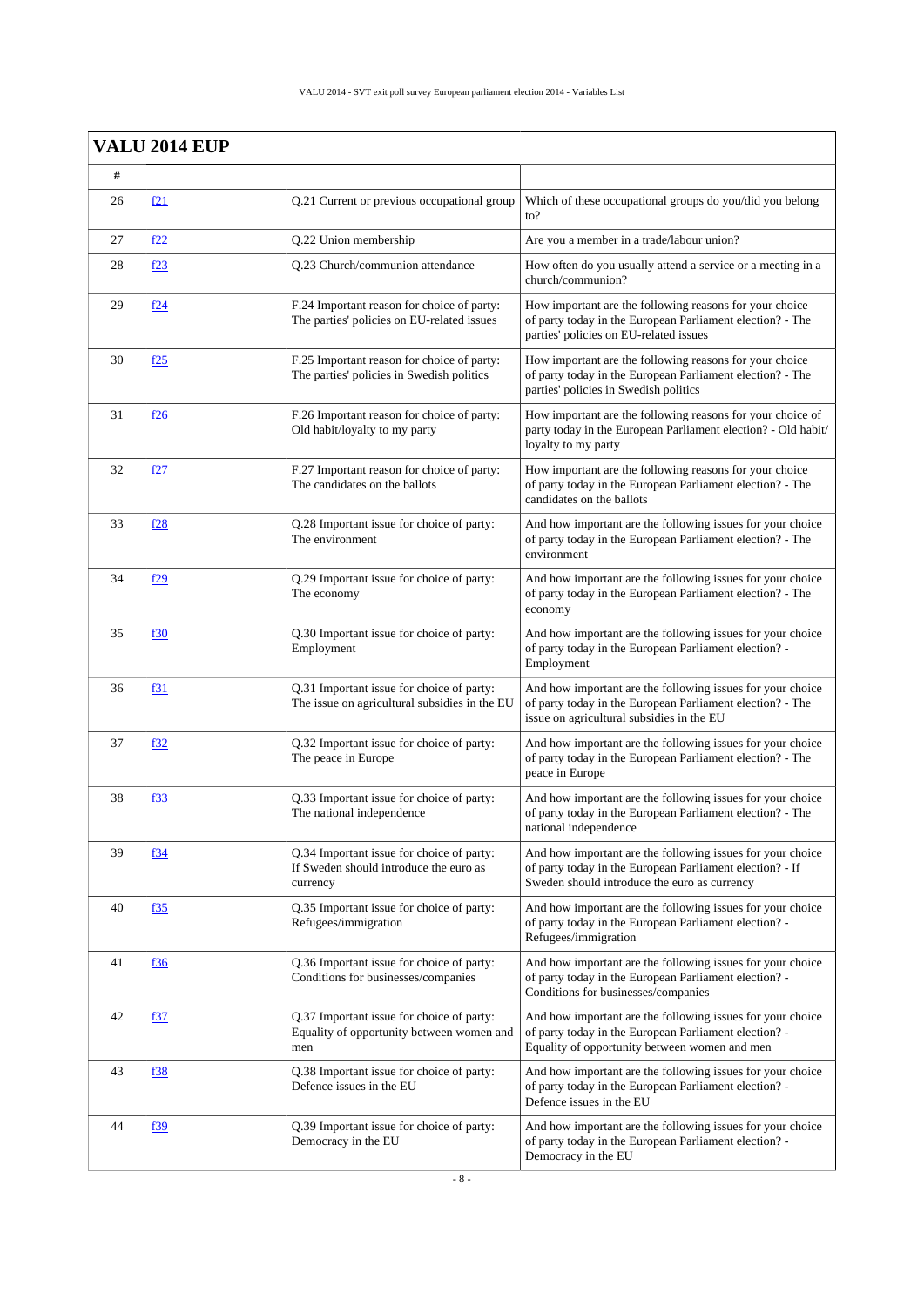## VALU 2014 EUP

| # | | | |
|---|---|---|---|
| 26 | f21 | Q.21 Current or previous occupational group | Which of these occupational groups do you/did you belong to? |
| 27 | f22 | Q.22 Union membership | Are you a member in a trade/labour union? |
| 28 | f23 | Q.23 Church/communion attendance | How often do you usually attend a service or a meeting in a church/communion? |
| 29 | f24 | F.24 Important reason for choice of party: The parties' policies on EU-related issues | How important are the following reasons for your choice of party today in the European Parliament election? - The parties' policies on EU-related issues |
| 30 | f25 | F.25 Important reason for choice of party: The parties' policies in Swedish politics | How important are the following reasons for your choice of party today in the European Parliament election? - The parties' policies in Swedish politics |
| 31 | f26 | F.26 Important reason for choice of party: Old habit/loyalty to my party | How important are the following reasons for your choice of party today in the European Parliament election? - Old habit/ loyalty to my party |
| 32 | f27 | F.27 Important reason for choice of party: The candidates on the ballots | How important are the following reasons for your choice of party today in the European Parliament election? - The candidates on the ballots |
| 33 | f28 | Q.28 Important issue for choice of party: The environment | And how important are the following issues for your choice of party today in the European Parliament election? - The environment |
| 34 | f29 | Q.29 Important issue for choice of party: The economy | And how important are the following issues for your choice of party today in the European Parliament election? - The economy |
| 35 | f30 | Q.30 Important issue for choice of party: Employment | And how important are the following issues for your choice of party today in the European Parliament election? - Employment |
| 36 | f31 | Q.31 Important issue for choice of party: The issue on agricultural subsidies in the EU | And how important are the following issues for your choice of party today in the European Parliament election? - The issue on agricultural subsidies in the EU |
| 37 | f32 | Q.32 Important issue for choice of party: The peace in Europe | And how important are the following issues for your choice of party today in the European Parliament election? - The peace in Europe |
| 38 | f33 | Q.33 Important issue for choice of party: The national independence | And how important are the following issues for your choice of party today in the European Parliament election? - The national independence |
| 39 | f34 | Q.34 Important issue for choice of party: If Sweden should introduce the euro as currency | And how important are the following issues for your choice of party today in the European Parliament election? - If Sweden should introduce the euro as currency |
| 40 | f35 | Q.35 Important issue for choice of party: Refugees/immigration | And how important are the following issues for your choice of party today in the European Parliament election? - Refugees/immigration |
| 41 | f36 | Q.36 Important issue for choice of party: Conditions for businesses/companies | And how important are the following issues for your choice of party today in the European Parliament election? - Conditions for businesses/companies |
| 42 | f37 | Q.37 Important issue for choice of party: Equality of opportunity between women and men | And how important are the following issues for your choice of party today in the European Parliament election? - Equality of opportunity between women and men |
| 43 | f38 | Q.38 Important issue for choice of party: Defence issues in the EU | And how important are the following issues for your choice of party today in the European Parliament election? - Defence issues in the EU |
| 44 | f39 | Q.39 Important issue for choice of party: Democracy in the EU | And how important are the following issues for your choice of party today in the European Parliament election? - Democracy in the EU |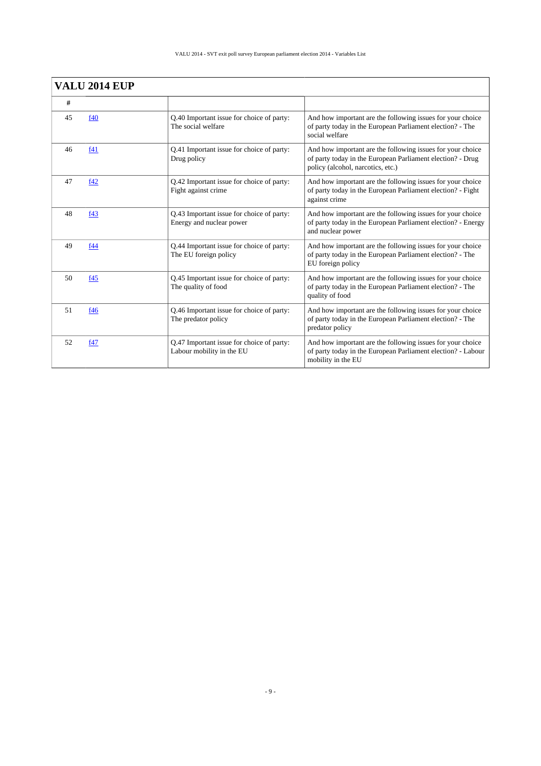## VALU 2014 EUP

| # | | | |
|---|---|---|---|
| 45 | f40 | Q.40 Important issue for choice of party: The social welfare | And how important are the following issues for your choice of party today in the European Parliament election? - The social welfare |
| 46 | f41 | Q.41 Important issue for choice of party: Drug policy | And how important are the following issues for your choice of party today in the European Parliament election? - Drug policy (alcohol, narcotics, etc.) |
| 47 | f42 | Q.42 Important issue for choice of party: Fight against crime | And how important are the following issues for your choice of party today in the European Parliament election? - Fight against crime |
| 48 | f43 | Q.43 Important issue for choice of party: Energy and nuclear power | And how important are the following issues for your choice of party today in the European Parliament election? - Energy and nuclear power |
| 49 | f44 | Q.44 Important issue for choice of party: The EU foreign policy | And how important are the following issues for your choice of party today in the European Parliament election? - The EU foreign policy |
| 50 | f45 | Q.45 Important issue for choice of party: The quality of food | And how important are the following issues for your choice of party today in the European Parliament election? - The quality of food |
| 51 | f46 | Q.46 Important issue for choice of party: The predator policy | And how important are the following issues for your choice of party today in the European Parliament election? - The predator policy |
| 52 | f47 | Q.47 Important issue for choice of party: Labour mobility in the EU | And how important are the following issues for your choice of party today in the European Parliament election? - Labour mobility in the EU |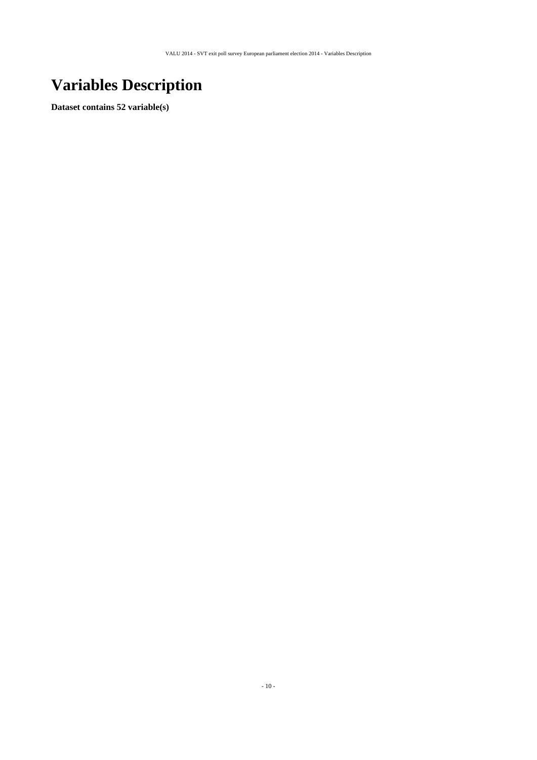# Variables Description

**Dataset contains 52 variable(s)**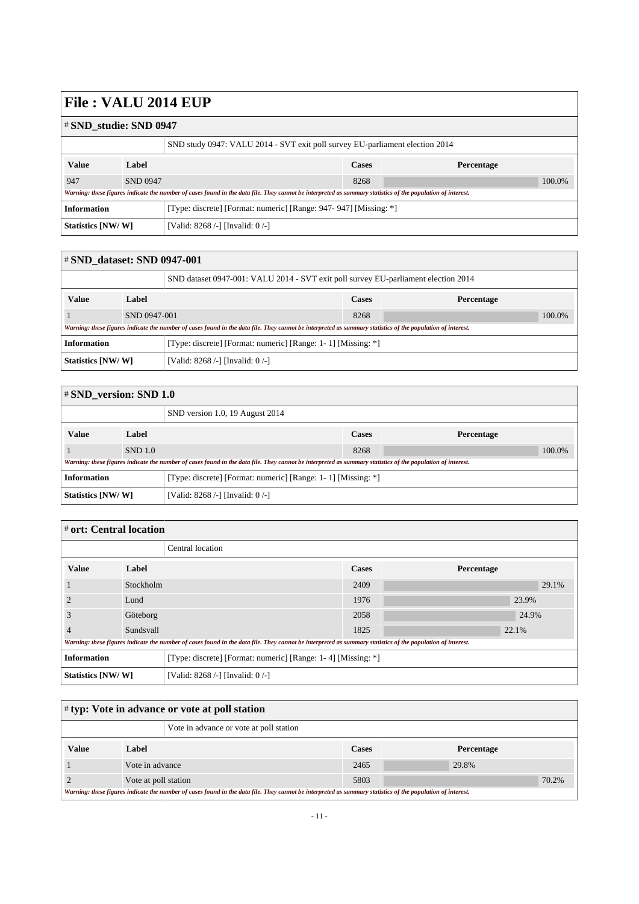# File : VALU 2014 EUP

## # SND_studie: SND 0947

SND study 0947: VALU 2014 - SVT exit poll survey EU-parliament election 2014

| Value | Label | Cases | Percentage |
|---|---|---|---|
| 947 | SND 0947 | 8268 | 100.0% |

*Warning: these figures indicate the number of cases found in the data file. They cannot be interpreted as summary statistics of the population of interest.*

| | |
|---|---|
| **Information** | [Type: discrete] [Format: numeric] [Range: 947- 947] [Missing: *] |
| **Statistics [NW/ W]** | [Valid: 8268 /-] [Invalid: 0 /-] |

## # SND_dataset: SND 0947-001

SND dataset 0947-001: VALU 2014 - SVT exit poll survey EU-parliament election 2014

| Value | Label | Cases | Percentage |
|---|---|---|---|
| 1 | SND 0947-001 | 8268 | 100.0% |

*Warning: these figures indicate the number of cases found in the data file. They cannot be interpreted as summary statistics of the population of interest.*

| | |
|---|---|
| **Information** | [Type: discrete] [Format: numeric] [Range: 1- 1] [Missing: *] |
| **Statistics [NW/ W]** | [Valid: 8268 /-] [Invalid: 0 /-] |

## # SND_version: SND 1.0

SND version 1.0, 19 August 2014

| Value | Label | Cases | Percentage |
|---|---|---|---|
| 1 | SND 1.0 | 8268 | 100.0% |

*Warning: these figures indicate the number of cases found in the data file. They cannot be interpreted as summary statistics of the population of interest.*

| | |
|---|---|
| **Information** | [Type: discrete] [Format: numeric] [Range: 1- 1] [Missing: *] |
| **Statistics [NW/ W]** | [Valid: 8268 /-] [Invalid: 0 /-] |

## # ort: Central location

Central location

| Value | Label | Cases | Percentage |
|---|---|---|---|
| 1 | Stockholm | 2409 | 29.1% |
| 2 | Lund | 1976 | 23.9% |
| 3 | Göteborg | 2058 | 24.9% |
| 4 | Sundsvall | 1825 | 22.1% |

*Warning: these figures indicate the number of cases found in the data file. They cannot be interpreted as summary statistics of the population of interest.*

| | |
|---|---|
| **Information** | [Type: discrete] [Format: numeric] [Range: 1- 4] [Missing: *] |
| **Statistics [NW/ W]** | [Valid: 8268 /-] [Invalid: 0 /-] |

## # typ: Vote in advance or vote at poll station

Vote in advance or vote at poll station

| Value | Label | Cases | Percentage |
|---|---|---|---|
| 1 | Vote in advance | 2465 | 29.8% |
| 2 | Vote at poll station | 5803 | 70.2% |

*Warning: these figures indicate the number of cases found in the data file. They cannot be interpreted as summary statistics of the population of interest.*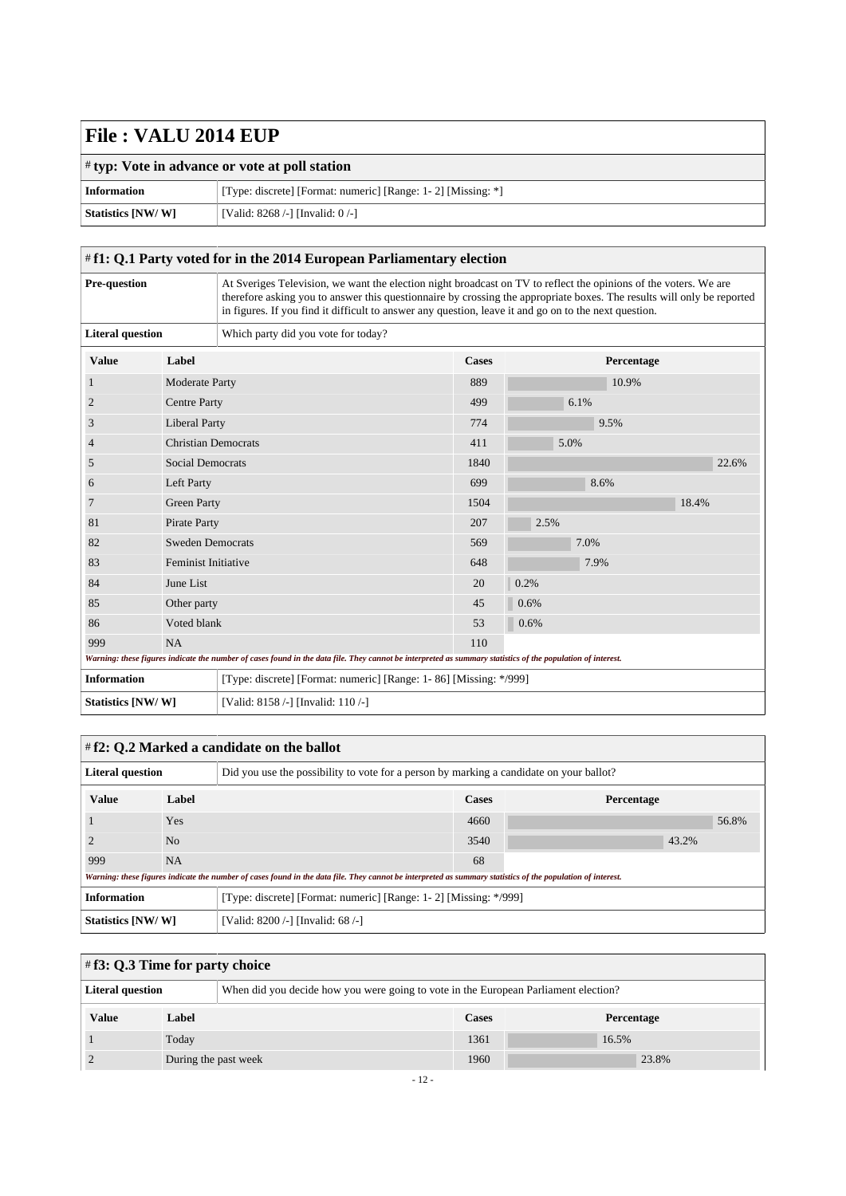# File : VALU 2014 EUP

## # typ: Vote in advance or vote at poll station

| | |
|---|---|
| **Information** | [Type: discrete] [Format: numeric] [Range: 1- 2] [Missing: *] |
| **Statistics [NW/ W]** | [Valid: 8268 /-] [Invalid: 0 /-] |

## # f1: Q.1 Party voted for in the 2014 European Parliamentary election

| | |
|---|---|
| **Pre-question** | At Sveriges Television, we want the election night broadcast on TV to reflect the opinions of the voters. We are therefore asking you to answer this questionnaire by crossing the appropriate boxes. The results will only be reported in figures. If you find it difficult to answer any question, leave it and go on to the next question. |
| **Literal question** | Which party did you vote for today? |

| Value | Label | Cases | Percentage |
|---|---|---|---|
| 1 | Moderate Party | 889 | 10.9% |
| 2 | Centre Party | 499 | 6.1% |
| 3 | Liberal Party | 774 | 9.5% |
| 4 | Christian Democrats | 411 | 5.0% |
| 5 | Social Democrats | 1840 | 22.6% |
| 6 | Left Party | 699 | 8.6% |
| 7 | Green Party | 1504 | 18.4% |
| 81 | Pirate Party | 207 | 2.5% |
| 82 | Sweden Democrats | 569 | 7.0% |
| 83 | Feminist Initiative | 648 | 7.9% |
| 84 | June List | 20 | 0.2% |
| 85 | Other party | 45 | 0.6% |
| 86 | Voted blank | 53 | 0.6% |
| 999 | NA | 110 | |

*Warning: these figures indicate the number of cases found in the data file. They cannot be interpreted as summary statistics of the population of interest.*

| | |
|---|---|
| **Information** | [Type: discrete] [Format: numeric] [Range: 1- 86] [Missing: */999] |
| **Statistics [NW/ W]** | [Valid: 8158 /-] [Invalid: 110 /-] |

## # f2: Q.2 Marked a candidate on the ballot

| | |
|---|---|
| **Literal question** | Did you use the possibility to vote for a person by marking a candidate on your ballot? |

| Value | Label | Cases | Percentage |
|---|---|---|---|
| 1 | Yes | 4660 | 56.8% |
| 2 | No | 3540 | 43.2% |
| 999 | NA | 68 | |

*Warning: these figures indicate the number of cases found in the data file. They cannot be interpreted as summary statistics of the population of interest.*

| | |
|---|---|
| **Information** | [Type: discrete] [Format: numeric] [Range: 1- 2] [Missing: */999] |
| **Statistics [NW/ W]** | [Valid: 8200 /-] [Invalid: 68 /-] |

## # f3: Q.3 Time for party choice

| | |
|---|---|
| **Literal question** | When did you decide how you were going to vote in the European Parliament election? |

| Value | Label | Cases | Percentage |
|---|---|---|---|
| 1 | Today | 1361 | 16.5% |
| 2 | During the past week | 1960 | 23.8% |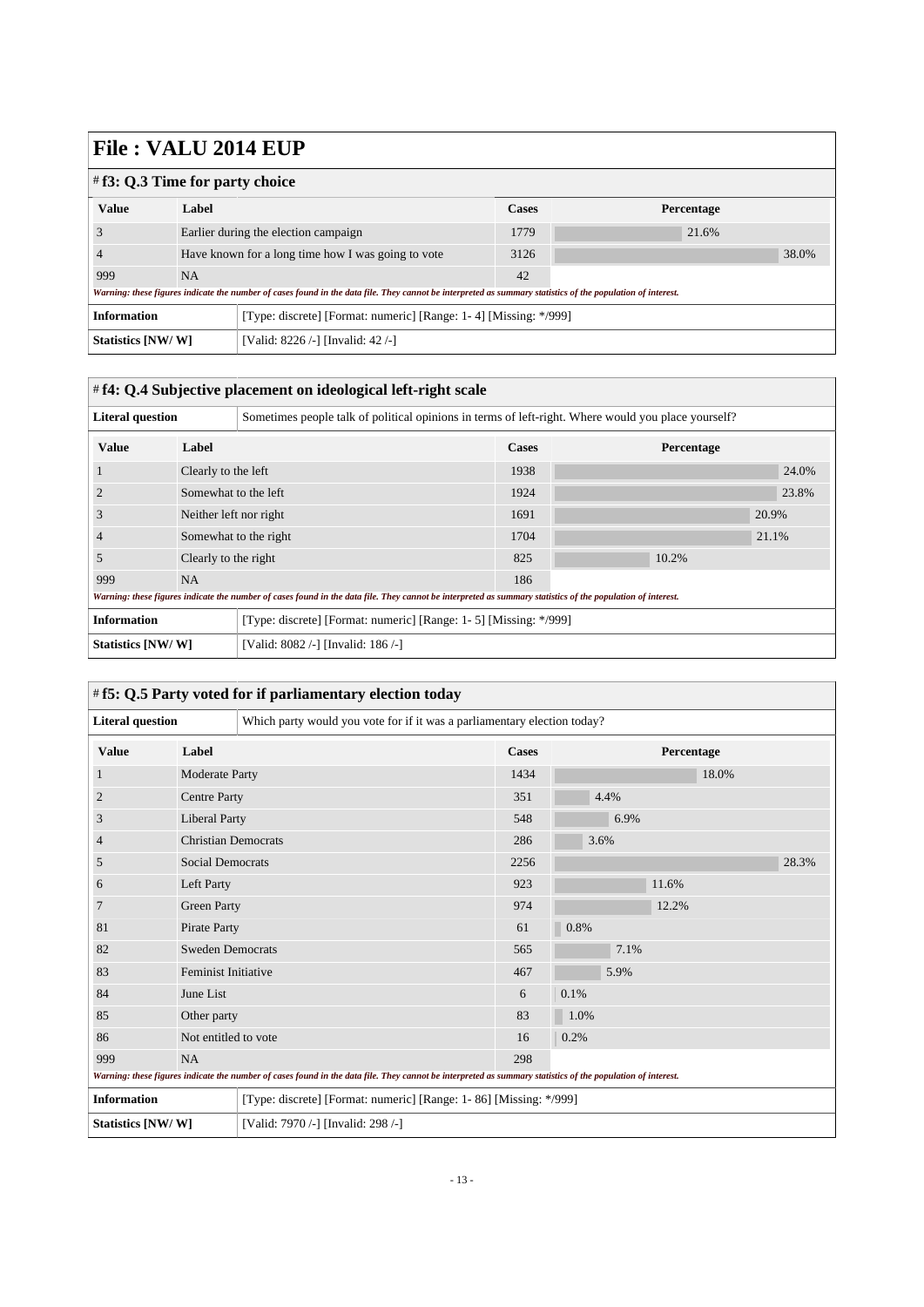# File : VALU 2014 EUP

## # f3: Q.3 Time for party choice

| Value | Label | Cases | Percentage |
|---|---|---|---|
| 3 | Earlier during the election campaign | 1779 | 21.6% |
| 4 | Have known for a long time how I was going to vote | 3126 | 38.0% |
| 999 | NA | 42 | |

*Warning: these figures indicate the number of cases found in the data file. They cannot be interpreted as summary statistics of the population of interest.*

| | |
|---|---|
| **Information** | [Type: discrete] [Format: numeric] [Range: 1- 4] [Missing: */999] |
| **Statistics [NW/ W]** | [Valid: 8226 /-] [Invalid: 42 /-] |

## # f4: Q.4 Subjective placement on ideological left-right scale

| | |
|---|---|
| **Literal question** | Sometimes people talk of political opinions in terms of left-right. Where would you place yourself? |

| Value | Label | Cases | Percentage |
|---|---|---|---|
| 1 | Clearly to the left | 1938 | 24.0% |
| 2 | Somewhat to the left | 1924 | 23.8% |
| 3 | Neither left nor right | 1691 | 20.9% |
| 4 | Somewhat to the right | 1704 | 21.1% |
| 5 | Clearly to the right | 825 | 10.2% |
| 999 | NA | 186 | |

*Warning: these figures indicate the number of cases found in the data file. They cannot be interpreted as summary statistics of the population of interest.*

| | |
|---|---|
| **Information** | [Type: discrete] [Format: numeric] [Range: 1- 5] [Missing: */999] |
| **Statistics [NW/ W]** | [Valid: 8082 /-] [Invalid: 186 /-] |

## # f5: Q.5 Party voted for if parliamentary election today

| | |
|---|---|
| **Literal question** | Which party would you vote for if it was a parliamentary election today? |

| Value | Label | Cases | Percentage |
|---|---|---|---|
| 1 | Moderate Party | 1434 | 18.0% |
| 2 | Centre Party | 351 | 4.4% |
| 3 | Liberal Party | 548 | 6.9% |
| 4 | Christian Democrats | 286 | 3.6% |
| 5 | Social Democrats | 2256 | 28.3% |
| 6 | Left Party | 923 | 11.6% |
| 7 | Green Party | 974 | 12.2% |
| 81 | Pirate Party | 61 | 0.8% |
| 82 | Sweden Democrats | 565 | 7.1% |
| 83 | Feminist Initiative | 467 | 5.9% |
| 84 | June List | 6 | 0.1% |
| 85 | Other party | 83 | 1.0% |
| 86 | Not entitled to vote | 16 | 0.2% |
| 999 | NA | 298 | |

*Warning: these figures indicate the number of cases found in the data file. They cannot be interpreted as summary statistics of the population of interest.*

| | |
|---|---|
| **Information** | [Type: discrete] [Format: numeric] [Range: 1- 86] [Missing: */999] |
| **Statistics [NW/ W]** | [Valid: 7970 /-] [Invalid: 298 /-] |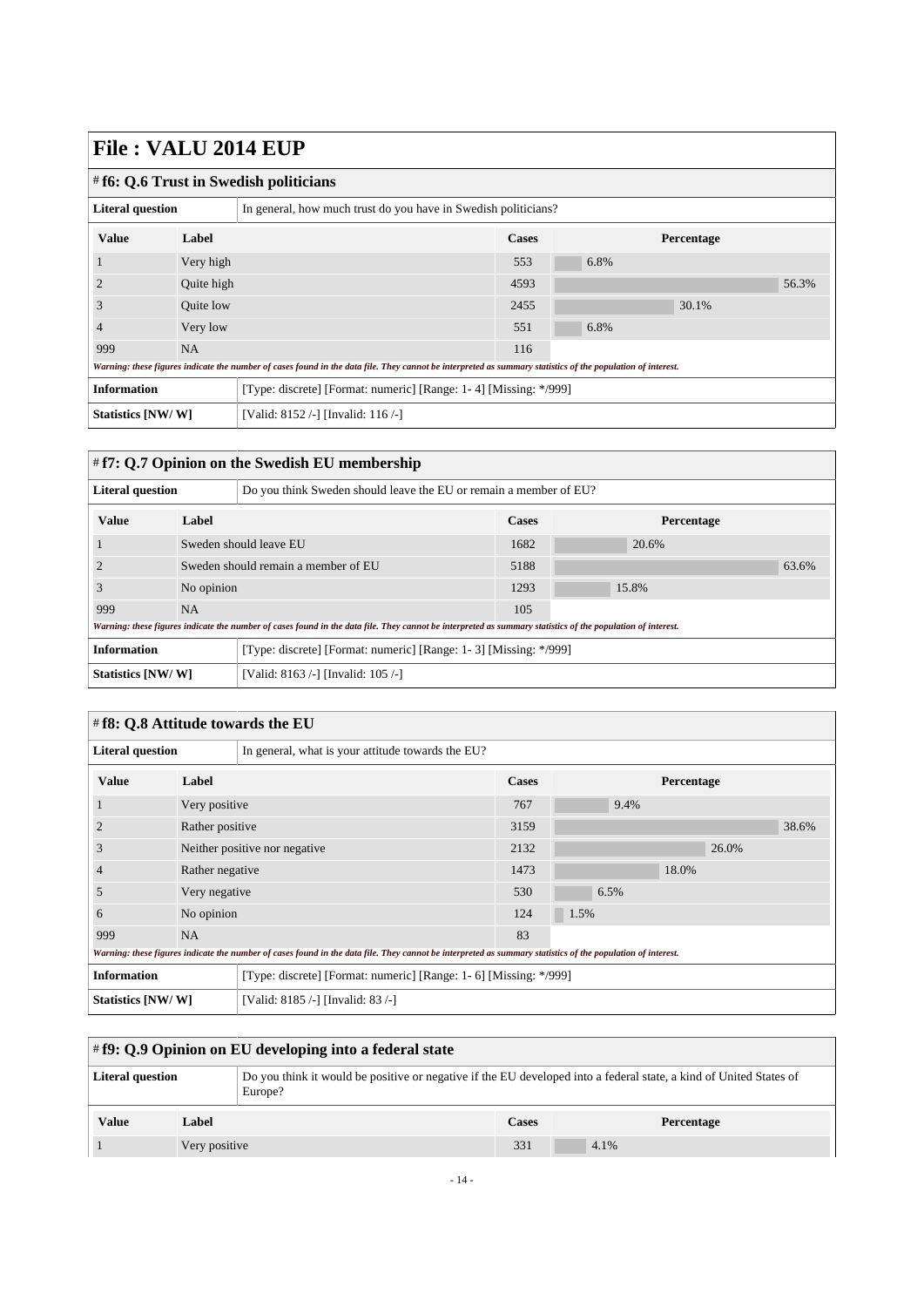# File : VALU 2014 EUP

## # f6: Q.6 Trust in Swedish politicians

| Literal question | In general, how much trust do you have in Swedish politicians? |
|---|---|

| Value | Label | Cases | Percentage |
|---|---|---|---|
| 1 | Very high | 553 | 6.8% |
| 2 | Quite high | 4593 | 56.3% |
| 3 | Quite low | 2455 | 30.1% |
| 4 | Very low | 551 | 6.8% |
| 999 | NA | 116 | |

*Warning: these figures indicate the number of cases found in the data file. They cannot be interpreted as summary statistics of the population of interest.*

| Information | [Type: discrete] [Format: numeric] [Range: 1- 4] [Missing: */999] |
|---|---|
| Statistics [NW/ W] | [Valid: 8152 /-] [Invalid: 116 /-] |

## # f7: Q.7 Opinion on the Swedish EU membership

| Literal question | Do you think Sweden should leave the EU or remain a member of EU? |
|---|---|

| Value | Label | Cases | Percentage |
|---|---|---|---|
| 1 | Sweden should leave EU | 1682 | 20.6% |
| 2 | Sweden should remain a member of EU | 5188 | 63.6% |
| 3 | No opinion | 1293 | 15.8% |
| 999 | NA | 105 | |

*Warning: these figures indicate the number of cases found in the data file. They cannot be interpreted as summary statistics of the population of interest.*

| Information | [Type: discrete] [Format: numeric] [Range: 1- 3] [Missing: */999] |
|---|---|
| Statistics [NW/ W] | [Valid: 8163 /-] [Invalid: 105 /-] |

## # f8: Q.8 Attitude towards the EU

| Literal question | In general, what is your attitude towards the EU? |
|---|---|

| Value | Label | Cases | Percentage |
|---|---|---|---|
| 1 | Very positive | 767 | 9.4% |
| 2 | Rather positive | 3159 | 38.6% |
| 3 | Neither positive nor negative | 2132 | 26.0% |
| 4 | Rather negative | 1473 | 18.0% |
| 5 | Very negative | 530 | 6.5% |
| 6 | No opinion | 124 | 1.5% |
| 999 | NA | 83 | |

*Warning: these figures indicate the number of cases found in the data file. They cannot be interpreted as summary statistics of the population of interest.*

| Information | [Type: discrete] [Format: numeric] [Range: 1- 6] [Missing: */999] |
|---|---|
| Statistics [NW/ W] | [Valid: 8185 /-] [Invalid: 83 /-] |

## # f9: Q.9 Opinion on EU developing into a federal state

| Literal question | Do you think it would be positive or negative if the EU developed into a federal state, a kind of United States of Europe? |
|---|---|

| Value | Label | Cases | Percentage |
|---|---|---|---|
| 1 | Very positive | 331 | 4.1% |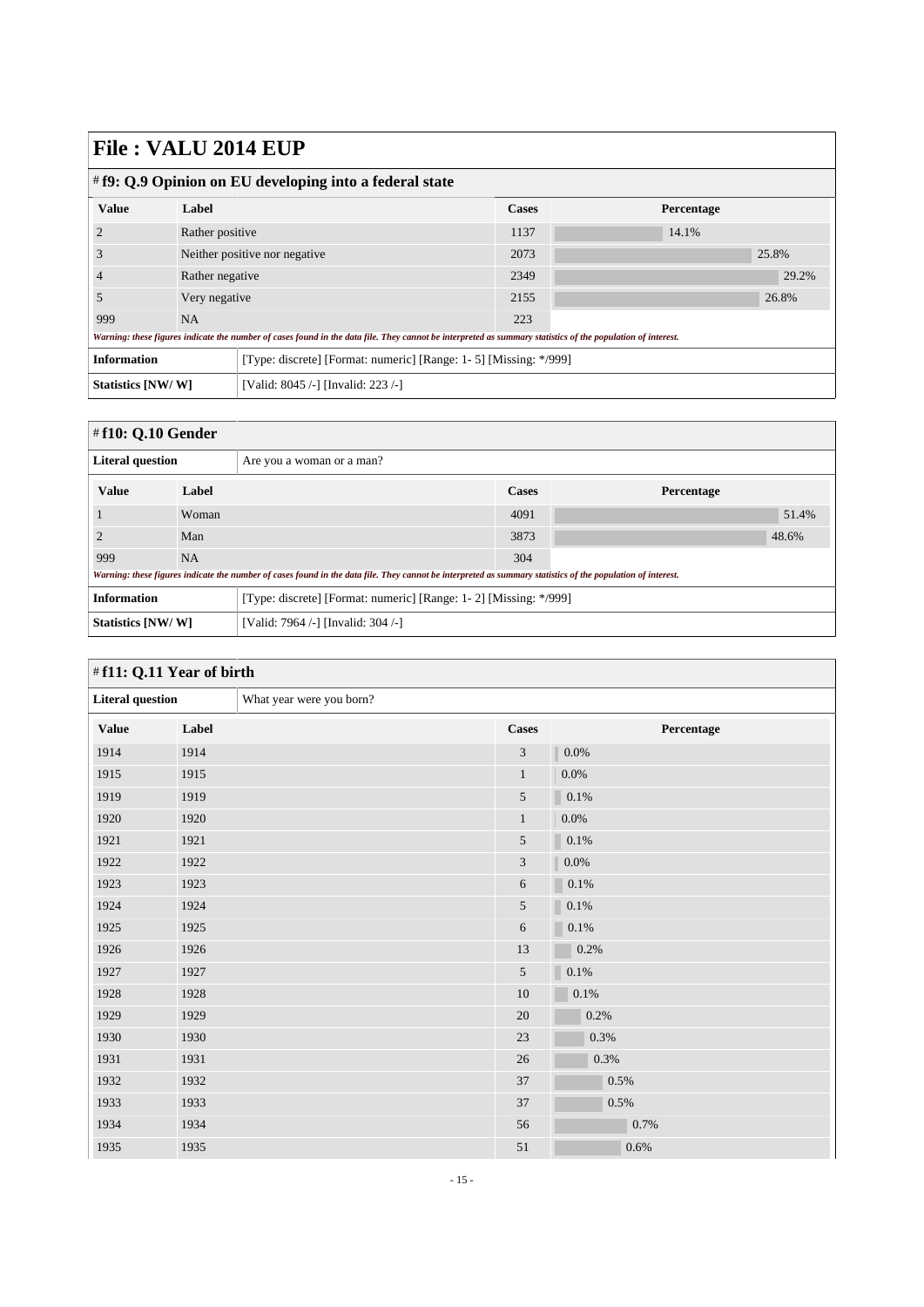# File : VALU 2014 EUP

## # f9: Q.9 Opinion on EU developing into a federal state

| Value | Label | Cases | Percentage |
|---|---|---|---|
| 2 | Rather positive | 1137 | 14.1% |
| 3 | Neither positive nor negative | 2073 | 25.8% |
| 4 | Rather negative | 2349 | 29.2% |
| 5 | Very negative | 2155 | 26.8% |
| 999 | NA | 223 | |

*Warning: these figures indicate the number of cases found in the data file. They cannot be interpreted as summary statistics of the population of interest.*

| | |
|---|---|
| **Information** | [Type: discrete] [Format: numeric] [Range: 1- 5] [Missing: */999] |
| **Statistics [NW/ W]** | [Valid: 8045 /-] [Invalid: 223 /-] |

## # f10: Q.10 Gender

| | |
|---|---|
| **Literal question** | Are you a woman or a man? |

| Value | Label | Cases | Percentage |
|---|---|---|---|
| 1 | Woman | 4091 | 51.4% |
| 2 | Man | 3873 | 48.6% |
| 999 | NA | 304 | |

*Warning: these figures indicate the number of cases found in the data file. They cannot be interpreted as summary statistics of the population of interest.*

| | |
|---|---|
| **Information** | [Type: discrete] [Format: numeric] [Range: 1- 2] [Missing: */999] |
| **Statistics [NW/ W]** | [Valid: 7964 /-] [Invalid: 304 /-] |

## # f11: Q.11 Year of birth

| | |
|---|---|
| **Literal question** | What year were you born? |

| Value | Label | Cases | Percentage |
|---|---|---|---|
| 1914 | 1914 | 3 | 0.0% |
| 1915 | 1915 | 1 | 0.0% |
| 1919 | 1919 | 5 | 0.1% |
| 1920 | 1920 | 1 | 0.0% |
| 1921 | 1921 | 5 | 0.1% |
| 1922 | 1922 | 3 | 0.0% |
| 1923 | 1923 | 6 | 0.1% |
| 1924 | 1924 | 5 | 0.1% |
| 1925 | 1925 | 6 | 0.1% |
| 1926 | 1926 | 13 | 0.2% |
| 1927 | 1927 | 5 | 0.1% |
| 1928 | 1928 | 10 | 0.1% |
| 1929 | 1929 | 20 | 0.2% |
| 1930 | 1930 | 23 | 0.3% |
| 1931 | 1931 | 26 | 0.3% |
| 1932 | 1932 | 37 | 0.5% |
| 1933 | 1933 | 37 | 0.5% |
| 1934 | 1934 | 56 | 0.7% |
| 1935 | 1935 | 51 | 0.6% |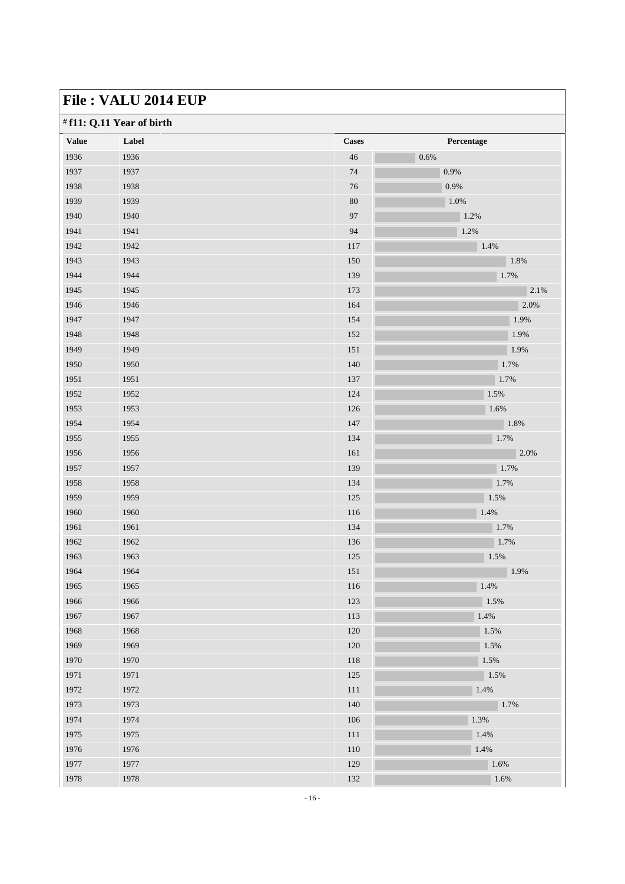# File : VALU 2014 EUP

## # f11: Q.11 Year of birth

| Value | Label | Cases | Percentage |
|---|---|---|---|
| 1936 | 1936 | 46 | 0.6% |
| 1937 | 1937 | 74 | 0.9% |
| 1938 | 1938 | 76 | 0.9% |
| 1939 | 1939 | 80 | 1.0% |
| 1940 | 1940 | 97 | 1.2% |
| 1941 | 1941 | 94 | 1.2% |
| 1942 | 1942 | 117 | 1.4% |
| 1943 | 1943 | 150 | 1.8% |
| 1944 | 1944 | 139 | 1.7% |
| 1945 | 1945 | 173 | 2.1% |
| 1946 | 1946 | 164 | 2.0% |
| 1947 | 1947 | 154 | 1.9% |
| 1948 | 1948 | 152 | 1.9% |
| 1949 | 1949 | 151 | 1.9% |
| 1950 | 1950 | 140 | 1.7% |
| 1951 | 1951 | 137 | 1.7% |
| 1952 | 1952 | 124 | 1.5% |
| 1953 | 1953 | 126 | 1.6% |
| 1954 | 1954 | 147 | 1.8% |
| 1955 | 1955 | 134 | 1.7% |
| 1956 | 1956 | 161 | 2.0% |
| 1957 | 1957 | 139 | 1.7% |
| 1958 | 1958 | 134 | 1.7% |
| 1959 | 1959 | 125 | 1.5% |
| 1960 | 1960 | 116 | 1.4% |
| 1961 | 1961 | 134 | 1.7% |
| 1962 | 1962 | 136 | 1.7% |
| 1963 | 1963 | 125 | 1.5% |
| 1964 | 1964 | 151 | 1.9% |
| 1965 | 1965 | 116 | 1.4% |
| 1966 | 1966 | 123 | 1.5% |
| 1967 | 1967 | 113 | 1.4% |
| 1968 | 1968 | 120 | 1.5% |
| 1969 | 1969 | 120 | 1.5% |
| 1970 | 1970 | 118 | 1.5% |
| 1971 | 1971 | 125 | 1.5% |
| 1972 | 1972 | 111 | 1.4% |
| 1973 | 1973 | 140 | 1.7% |
| 1974 | 1974 | 106 | 1.3% |
| 1975 | 1975 | 111 | 1.4% |
| 1976 | 1976 | 110 | 1.4% |
| 1977 | 1977 | 129 | 1.6% |
| 1978 | 1978 | 132 | 1.6% |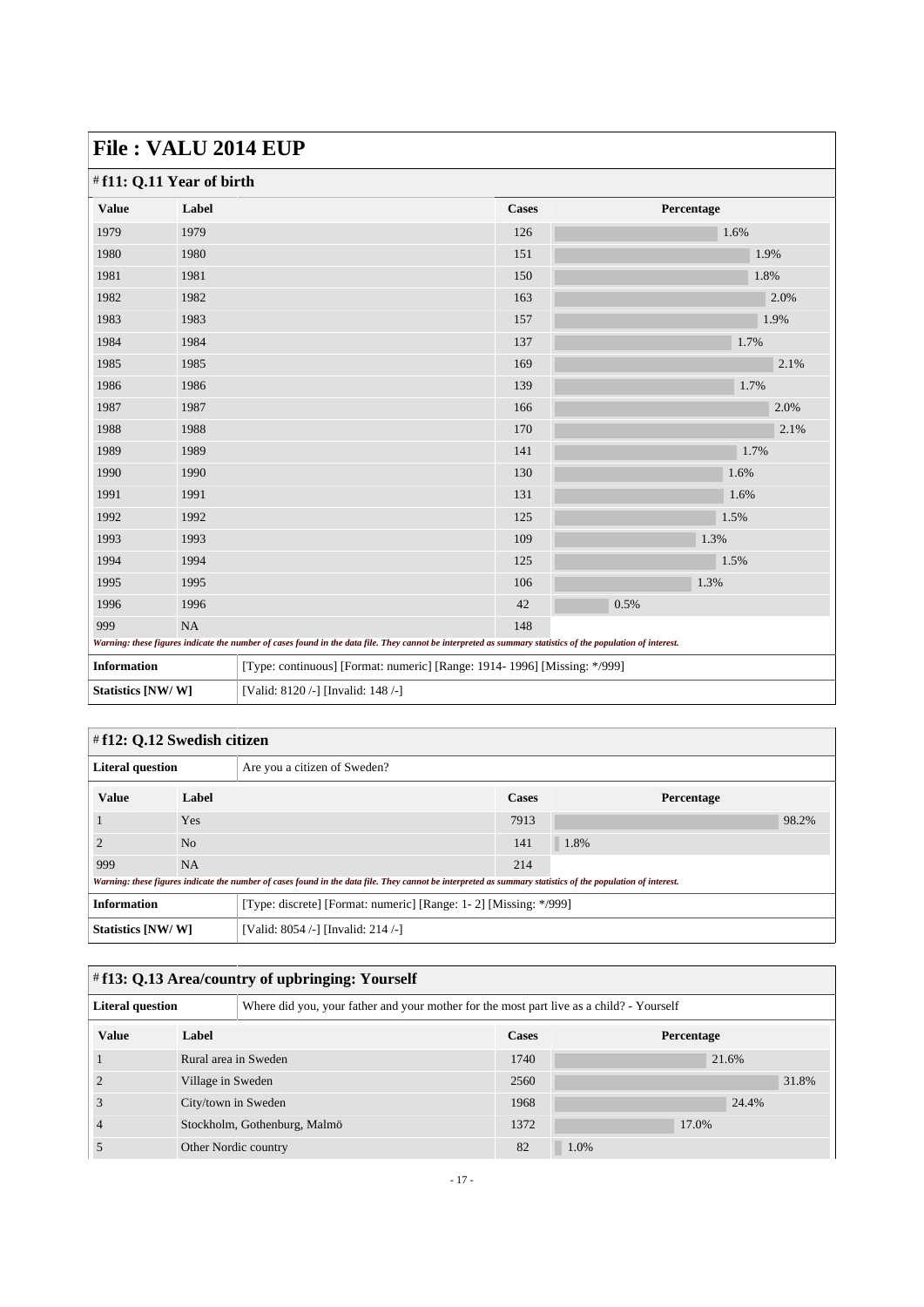# File : VALU 2014 EUP

## # f11: Q.11 Year of birth

| Value | Label | Cases | Percentage |
|---|---|---|---|
| 1979 | 1979 | 126 | 1.6% |
| 1980 | 1980 | 151 | 1.9% |
| 1981 | 1981 | 150 | 1.8% |
| 1982 | 1982 | 163 | 2.0% |
| 1983 | 1983 | 157 | 1.9% |
| 1984 | 1984 | 137 | 1.7% |
| 1985 | 1985 | 169 | 2.1% |
| 1986 | 1986 | 139 | 1.7% |
| 1987 | 1987 | 166 | 2.0% |
| 1988 | 1988 | 170 | 2.1% |
| 1989 | 1989 | 141 | 1.7% |
| 1990 | 1990 | 130 | 1.6% |
| 1991 | 1991 | 131 | 1.6% |
| 1992 | 1992 | 125 | 1.5% |
| 1993 | 1993 | 109 | 1.3% |
| 1994 | 1994 | 125 | 1.5% |
| 1995 | 1995 | 106 | 1.3% |
| 1996 | 1996 | 42 | 0.5% |
| 999 | NA | 148 | |

*Warning: these figures indicate the number of cases found in the data file. They cannot be interpreted as summary statistics of the population of interest.*

| | |
|---|---|
| **Information** | [Type: continuous] [Format: numeric] [Range: 1914- 1996] [Missing: */999] |
| **Statistics [NW/ W]** | [Valid: 8120 /-] [Invalid: 148 /-] |

## # f12: Q.12 Swedish citizen

| | |
|---|---|
| **Literal question** | Are you a citizen of Sweden? |

| Value | Label | Cases | Percentage |
|---|---|---|---|
| 1 | Yes | 7913 | 98.2% |
| 2 | No | 141 | 1.8% |
| 999 | NA | 214 | |

*Warning: these figures indicate the number of cases found in the data file. They cannot be interpreted as summary statistics of the population of interest.*

| | |
|---|---|
| **Information** | [Type: discrete] [Format: numeric] [Range: 1- 2] [Missing: */999] |
| **Statistics [NW/ W]** | [Valid: 8054 /-] [Invalid: 214 /-] |

## # f13: Q.13 Area/country of upbringing: Yourself

| | |
|---|---|
| **Literal question** | Where did you, your father and your mother for the most part live as a child? - Yourself |

| Value | Label | Cases | Percentage |
|---|---|---|---|
| 1 | Rural area in Sweden | 1740 | 21.6% |
| 2 | Village in Sweden | 2560 | 31.8% |
| 3 | City/town in Sweden | 1968 | 24.4% |
| 4 | Stockholm, Gothenburg, Malmö | 1372 | 17.0% |
| 5 | Other Nordic country | 82 | 1.0% |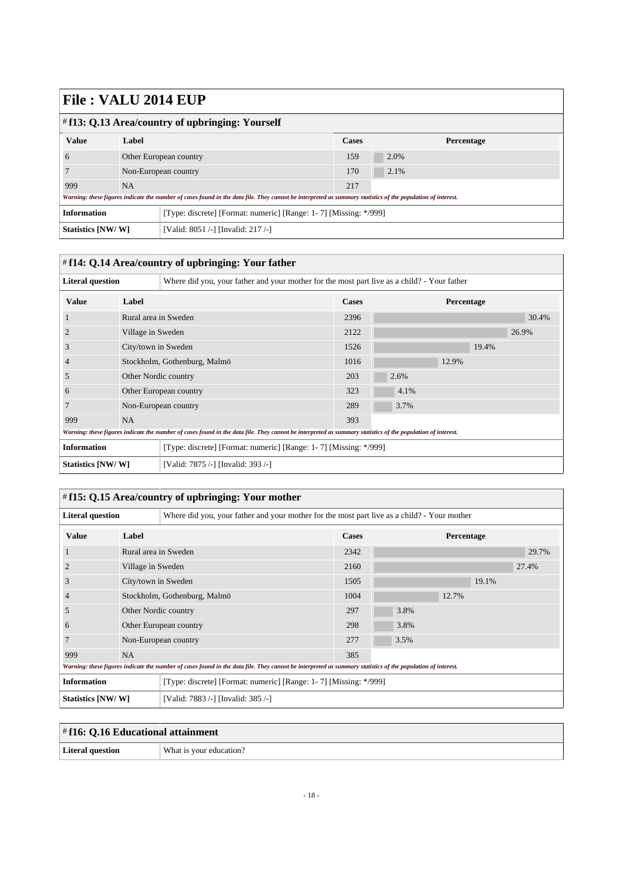# File : VALU 2014 EUP

## # f13: Q.13 Area/country of upbringing: Yourself

| Value | Label | Cases | Percentage |
|---|---|---|---|
| 6 | Other European country | 159 | 2.0% |
| 7 | Non-European country | 170 | 2.1% |
| 999 | NA | 217 | |

*Warning: these figures indicate the number of cases found in the data file. They cannot be interpreted as summary statistics of the population of interest.*

| | |
|---|---|
| **Information** | [Type: discrete] [Format: numeric] [Range: 1- 7] [Missing: */999] |
| **Statistics [NW/ W]** | [Valid: 8051 /-] [Invalid: 217 /-] |

## # f14: Q.14 Area/country of upbringing: Your father

| | |
|---|---|
| **Literal question** | Where did you, your father and your mother for the most part live as a child? - Your father |

| Value | Label | Cases | Percentage |
|---|---|---|---|
| 1 | Rural area in Sweden | 2396 | 30.4% |
| 2 | Village in Sweden | 2122 | 26.9% |
| 3 | City/town in Sweden | 1526 | 19.4% |
| 4 | Stockholm, Gothenburg, Malmö | 1016 | 12.9% |
| 5 | Other Nordic country | 203 | 2.6% |
| 6 | Other European country | 323 | 4.1% |
| 7 | Non-European country | 289 | 3.7% |
| 999 | NA | 393 | |

*Warning: these figures indicate the number of cases found in the data file. They cannot be interpreted as summary statistics of the population of interest.*

| | |
|---|---|
| **Information** | [Type: discrete] [Format: numeric] [Range: 1- 7] [Missing: */999] |
| **Statistics [NW/ W]** | [Valid: 7875 /-] [Invalid: 393 /-] |

## # f15: Q.15 Area/country of upbringing: Your mother

| | |
|---|---|
| **Literal question** | Where did you, your father and your mother for the most part live as a child? - Your mother |

| Value | Label | Cases | Percentage |
|---|---|---|---|
| 1 | Rural area in Sweden | 2342 | 29.7% |
| 2 | Village in Sweden | 2160 | 27.4% |
| 3 | City/town in Sweden | 1505 | 19.1% |
| 4 | Stockholm, Gothenburg, Malmö | 1004 | 12.7% |
| 5 | Other Nordic country | 297 | 3.8% |
| 6 | Other European country | 298 | 3.8% |
| 7 | Non-European country | 277 | 3.5% |
| 999 | NA | 385 | |

*Warning: these figures indicate the number of cases found in the data file. They cannot be interpreted as summary statistics of the population of interest.*

| | |
|---|---|
| **Information** | [Type: discrete] [Format: numeric] [Range: 1- 7] [Missing: */999] |
| **Statistics [NW/ W]** | [Valid: 7883 /-] [Invalid: 385 /-] |

## # f16: Q.16 Educational attainment

| | |
|---|---|
| **Literal question** | What is your education? |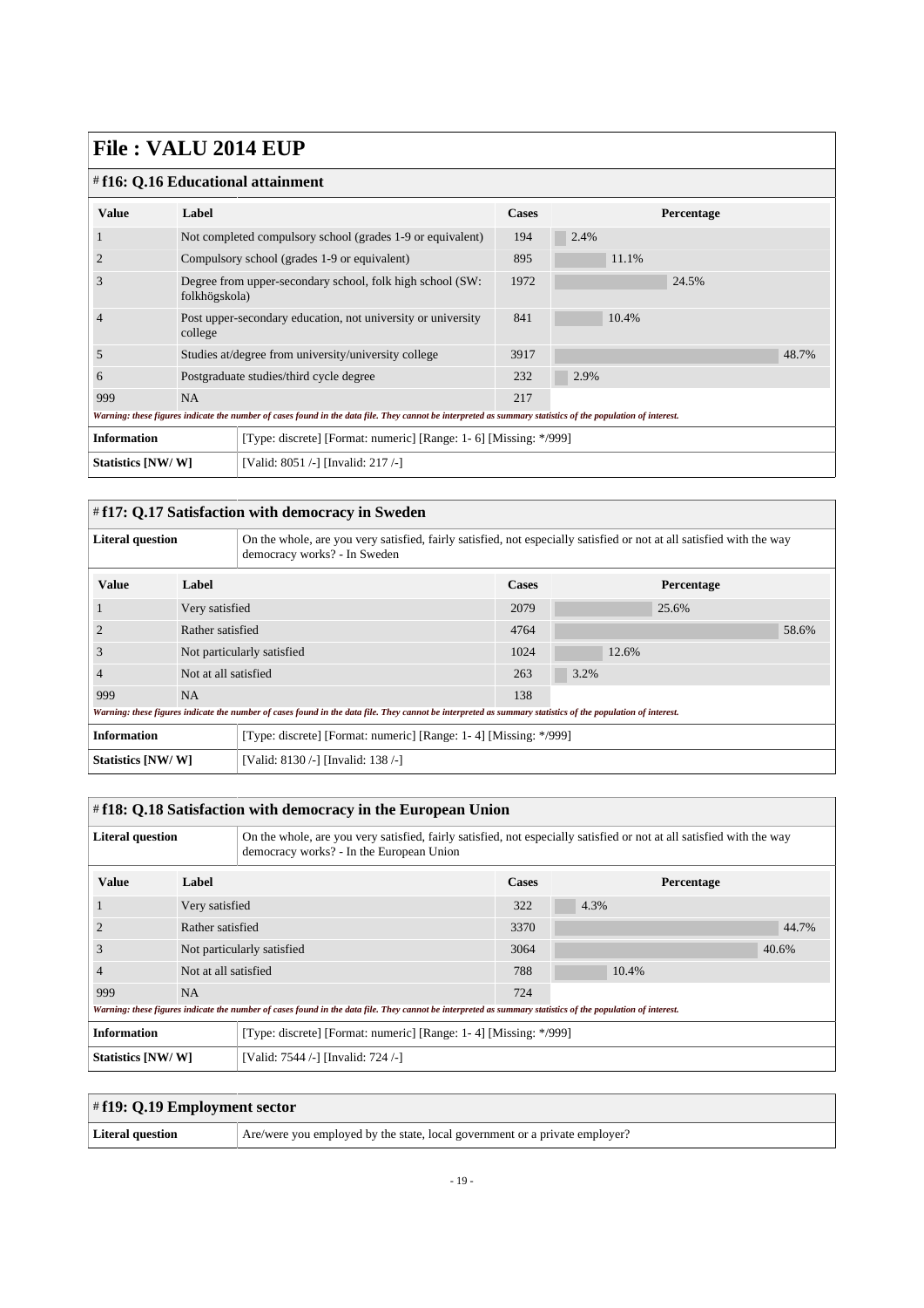# File : VALU 2014 EUP

## # f16: Q.16 Educational attainment

| Value | Label | Cases | Percentage |
|---|---|---|---|
| 1 | Not completed compulsory school (grades 1-9 or equivalent) | 194 | 2.4% |
| 2 | Compulsory school (grades 1-9 or equivalent) | 895 | 11.1% |
| 3 | Degree from upper-secondary school, folk high school (SW: folkhögskola) | 1972 | 24.5% |
| 4 | Post upper-secondary education, not university or university college | 841 | 10.4% |
| 5 | Studies at/degree from university/university college | 3917 | 48.7% |
| 6 | Postgraduate studies/third cycle degree | 232 | 2.9% |
| 999 | NA | 217 | |

*Warning: these figures indicate the number of cases found in the data file. They cannot be interpreted as summary statistics of the population of interest.*

| | |
|---|---|
| **Information** | [Type: discrete] [Format: numeric] [Range: 1- 6] [Missing: */999] |
| **Statistics [NW/ W]** | [Valid: 8051 /-] [Invalid: 217 /-] |

## # f17: Q.17 Satisfaction with democracy in Sweden

| | |
|---|---|
| **Literal question** | On the whole, are you very satisfied, fairly satisfied, not especially satisfied or not at all satisfied with the way democracy works? - In Sweden |

| Value | Label | Cases | Percentage |
|---|---|---|---|
| 1 | Very satisfied | 2079 | 25.6% |
| 2 | Rather satisfied | 4764 | 58.6% |
| 3 | Not particularly satisfied | 1024 | 12.6% |
| 4 | Not at all satisfied | 263 | 3.2% |
| 999 | NA | 138 | |

*Warning: these figures indicate the number of cases found in the data file. They cannot be interpreted as summary statistics of the population of interest.*

| | |
|---|---|
| **Information** | [Type: discrete] [Format: numeric] [Range: 1- 4] [Missing: */999] |
| **Statistics [NW/ W]** | [Valid: 8130 /-] [Invalid: 138 /-] |

## # f18: Q.18 Satisfaction with democracy in the European Union

| | |
|---|---|
| **Literal question** | On the whole, are you very satisfied, fairly satisfied, not especially satisfied or not at all satisfied with the way democracy works? - In the European Union |

| Value | Label | Cases | Percentage |
|---|---|---|---|
| 1 | Very satisfied | 322 | 4.3% |
| 2 | Rather satisfied | 3370 | 44.7% |
| 3 | Not particularly satisfied | 3064 | 40.6% |
| 4 | Not at all satisfied | 788 | 10.4% |
| 999 | NA | 724 | |

*Warning: these figures indicate the number of cases found in the data file. They cannot be interpreted as summary statistics of the population of interest.*

| | |
|---|---|
| **Information** | [Type: discrete] [Format: numeric] [Range: 1- 4] [Missing: */999] |
| **Statistics [NW/ W]** | [Valid: 7544 /-] [Invalid: 724 /-] |

## # f19: Q.19 Employment sector

| | |
|---|---|
| **Literal question** | Are/were you employed by the state, local government or a private employer? |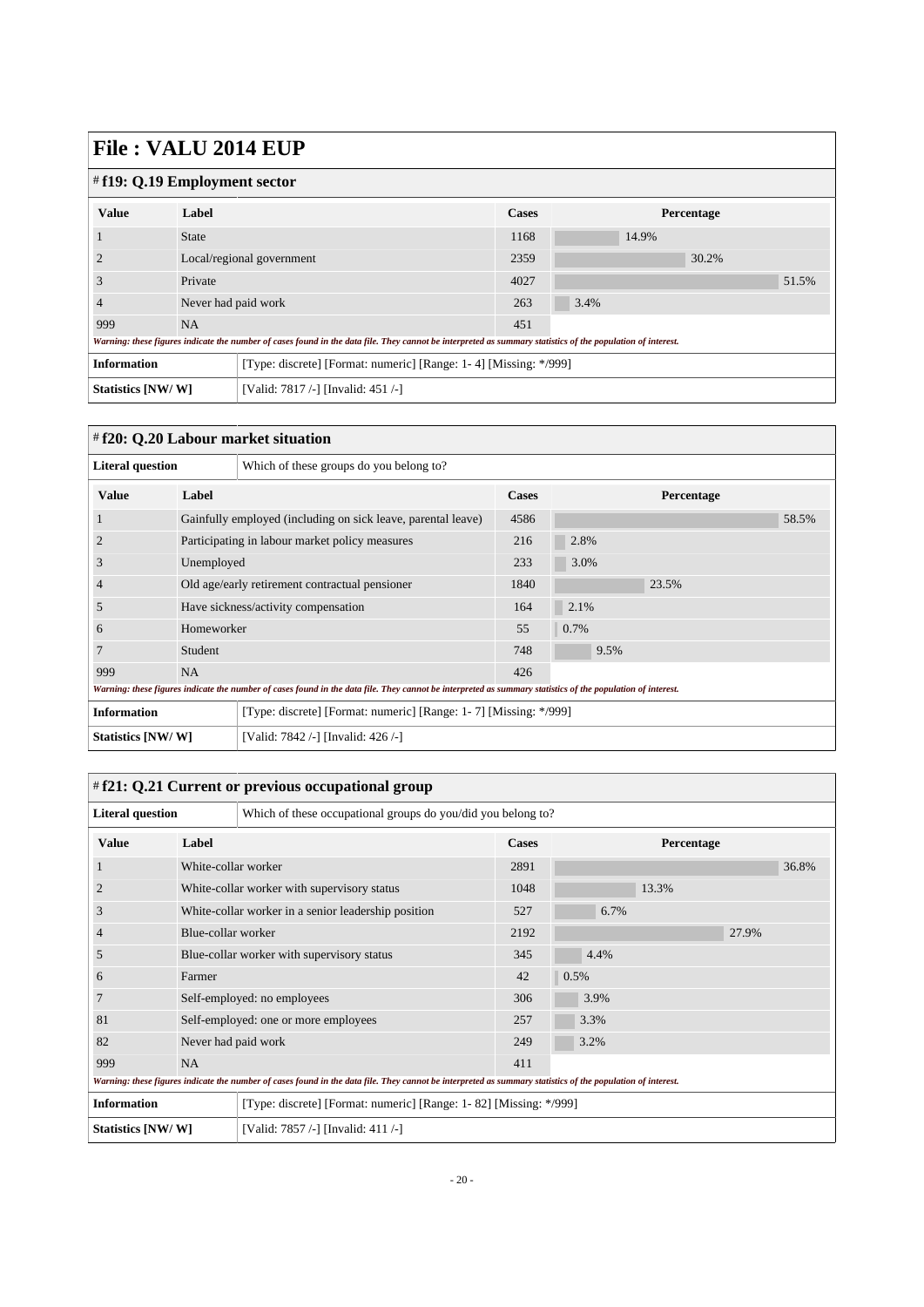# File : VALU 2014 EUP

## # f19: Q.19 Employment sector

| Value | Label | Cases | Percentage |
|---|---|---|---|
| 1 | State | 1168 | 14.9% |
| 2 | Local/regional government | 2359 | 30.2% |
| 3 | Private | 4027 | 51.5% |
| 4 | Never had paid work | 263 | 3.4% |
| 999 | NA | 451 | |

*Warning: these figures indicate the number of cases found in the data file. They cannot be interpreted as summary statistics of the population of interest.*

| | |
|---|---|
| **Information** | [Type: discrete] [Format: numeric] [Range: 1- 4] [Missing: */999] |
| **Statistics [NW/ W]** | [Valid: 7817 /-] [Invalid: 451 /-] |

## # f20: Q.20 Labour market situation

| | |
|---|---|
| **Literal question** | Which of these groups do you belong to? |

| Value | Label | Cases | Percentage |
|---|---|---|---|
| 1 | Gainfully employed (including on sick leave, parental leave) | 4586 | 58.5% |
| 2 | Participating in labour market policy measures | 216 | 2.8% |
| 3 | Unemployed | 233 | 3.0% |
| 4 | Old age/early retirement contractual pensioner | 1840 | 23.5% |
| 5 | Have sickness/activity compensation | 164 | 2.1% |
| 6 | Homeworker | 55 | 0.7% |
| 7 | Student | 748 | 9.5% |
| 999 | NA | 426 | |

*Warning: these figures indicate the number of cases found in the data file. They cannot be interpreted as summary statistics of the population of interest.*

| | |
|---|---|
| **Information** | [Type: discrete] [Format: numeric] [Range: 1- 7] [Missing: */999] |
| **Statistics [NW/ W]** | [Valid: 7842 /-] [Invalid: 426 /-] |

## # f21: Q.21 Current or previous occupational group

| | |
|---|---|
| **Literal question** | Which of these occupational groups do you/did you belong to? |

| Value | Label | Cases | Percentage |
|---|---|---|---|
| 1 | White-collar worker | 2891 | 36.8% |
| 2 | White-collar worker with supervisory status | 1048 | 13.3% |
| 3 | White-collar worker in a senior leadership position | 527 | 6.7% |
| 4 | Blue-collar worker | 2192 | 27.9% |
| 5 | Blue-collar worker with supervisory status | 345 | 4.4% |
| 6 | Farmer | 42 | 0.5% |
| 7 | Self-employed: no employees | 306 | 3.9% |
| 81 | Self-employed: one or more employees | 257 | 3.3% |
| 82 | Never had paid work | 249 | 3.2% |
| 999 | NA | 411 | |

*Warning: these figures indicate the number of cases found in the data file. They cannot be interpreted as summary statistics of the population of interest.*

| | |
|---|---|
| **Information** | [Type: discrete] [Format: numeric] [Range: 1- 82] [Missing: */999] |
| **Statistics [NW/ W]** | [Valid: 7857 /-] [Invalid: 411 /-] |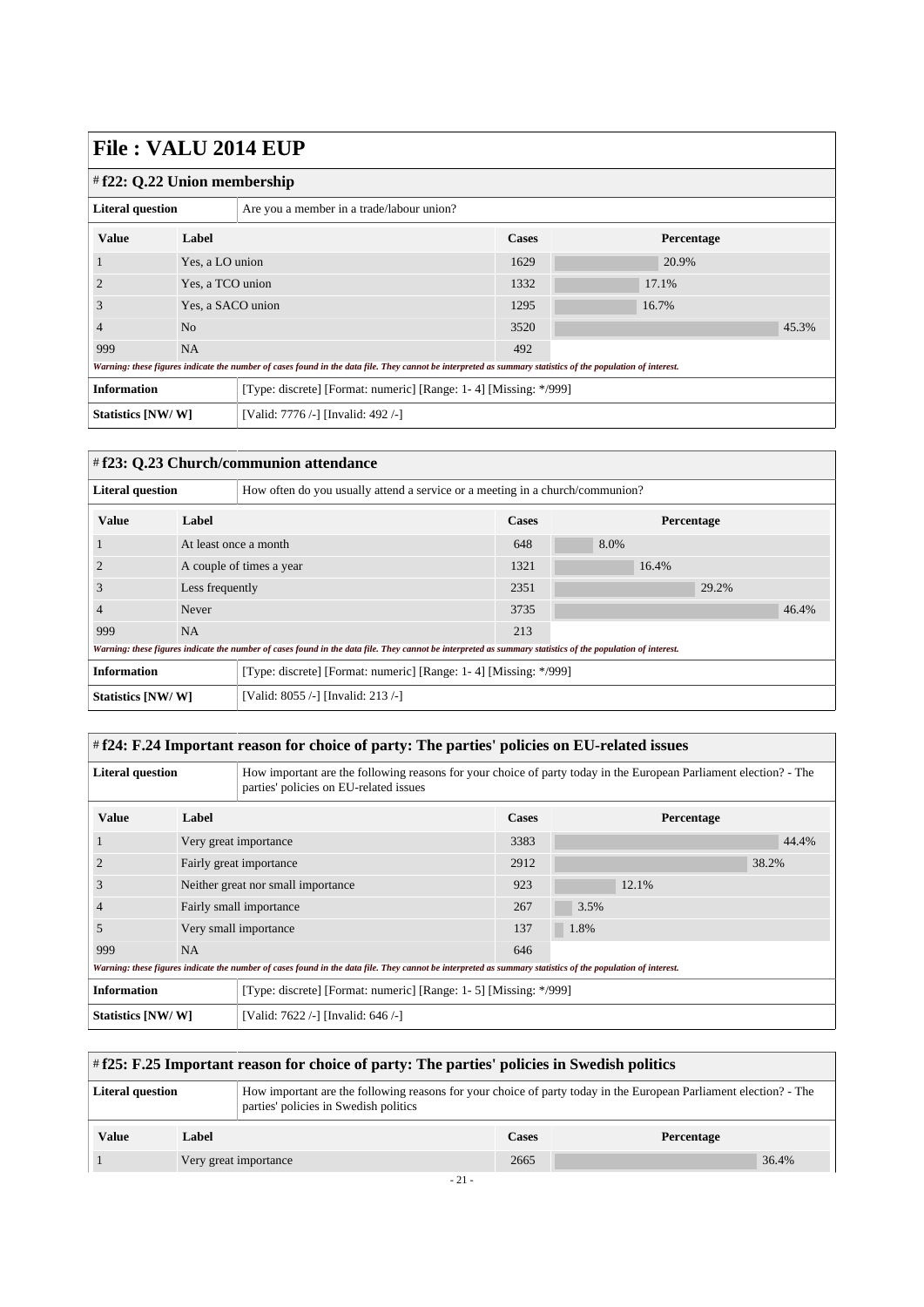# File : VALU 2014 EUP

## # f22: Q.22 Union membership

| Literal question | Are you a member in a trade/labour union? |
|---|---|

| Value | Label | Cases | Percentage |
|---|---|---|---|
| 1 | Yes, a LO union | 1629 | 20.9% |
| 2 | Yes, a TCO union | 1332 | 17.1% |
| 3 | Yes, a SACO union | 1295 | 16.7% |
| 4 | No | 3520 | 45.3% |
| 999 | NA | 492 | |

*Warning: these figures indicate the number of cases found in the data file. They cannot be interpreted as summary statistics of the population of interest.*

| Information | [Type: discrete] [Format: numeric] [Range: 1- 4] [Missing: */999] |
|---|---|
| Statistics [NW/ W] | [Valid: 7776 /-] [Invalid: 492 /-] |

## # f23: Q.23 Church/communion attendance

| Literal question | How often do you usually attend a service or a meeting in a church/communion? |
|---|---|

| Value | Label | Cases | Percentage |
|---|---|---|---|
| 1 | At least once a month | 648 | 8.0% |
| 2 | A couple of times a year | 1321 | 16.4% |
| 3 | Less frequently | 2351 | 29.2% |
| 4 | Never | 3735 | 46.4% |
| 999 | NA | 213 | |

*Warning: these figures indicate the number of cases found in the data file. They cannot be interpreted as summary statistics of the population of interest.*

| Information | [Type: discrete] [Format: numeric] [Range: 1- 4] [Missing: */999] |
|---|---|
| Statistics [NW/ W] | [Valid: 8055 /-] [Invalid: 213 /-] |

## # f24: F.24 Important reason for choice of party: The parties' policies on EU-related issues

| Literal question | How important are the following reasons for your choice of party today in the European Parliament election? - The parties' policies on EU-related issues |
|---|---|

| Value | Label | Cases | Percentage |
|---|---|---|---|
| 1 | Very great importance | 3383 | 44.4% |
| 2 | Fairly great importance | 2912 | 38.2% |
| 3 | Neither great nor small importance | 923 | 12.1% |
| 4 | Fairly small importance | 267 | 3.5% |
| 5 | Very small importance | 137 | 1.8% |
| 999 | NA | 646 | |

*Warning: these figures indicate the number of cases found in the data file. They cannot be interpreted as summary statistics of the population of interest.*

| Information | [Type: discrete] [Format: numeric] [Range: 1- 5] [Missing: */999] |
|---|---|
| Statistics [NW/ W] | [Valid: 7622 /-] [Invalid: 646 /-] |

## # f25: F.25 Important reason for choice of party: The parties' policies in Swedish politics

| Literal question | How important are the following reasons for your choice of party today in the European Parliament election? - The parties' policies in Swedish politics |
|---|---|

| Value | Label | Cases | Percentage |
|---|---|---|---|
| 1 | Very great importance | 2665 | 36.4% |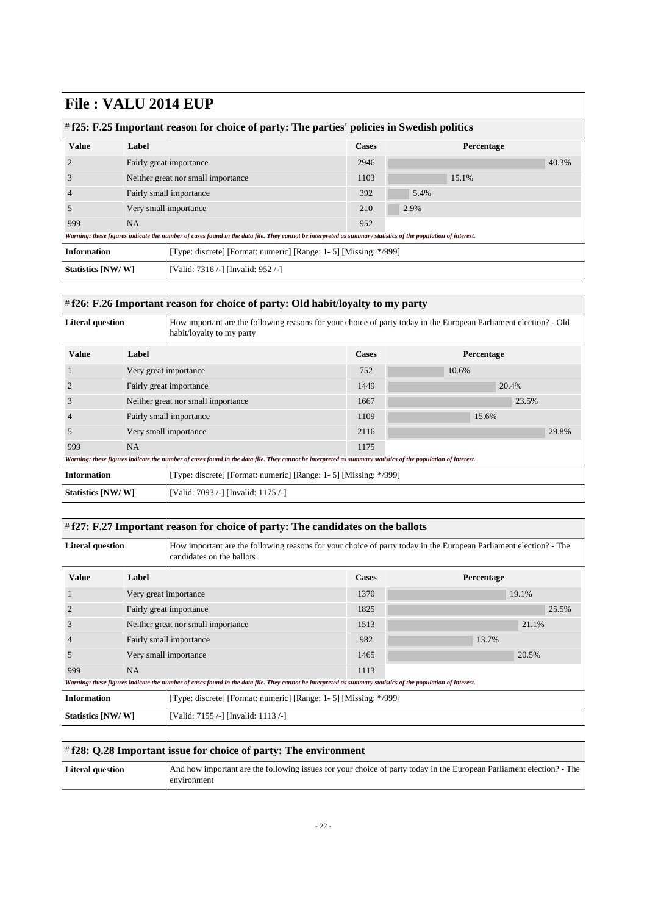# File : VALU 2014 EUP

## # f25: F.25 Important reason for choice of party: The parties' policies in Swedish politics

| Value | Label | Cases | Percentage |
|---|---|---|---|
| 2 | Fairly great importance | 2946 | 40.3% |
| 3 | Neither great nor small importance | 1103 | 15.1% |
| 4 | Fairly small importance | 392 | 5.4% |
| 5 | Very small importance | 210 | 2.9% |
| 999 | NA | 952 | |

*Warning: these figures indicate the number of cases found in the data file. They cannot be interpreted as summary statistics of the population of interest.*

| | |
|---|---|
| **Information** | [Type: discrete] [Format: numeric] [Range: 1- 5] [Missing: */999] |
| **Statistics [NW/ W]** | [Valid: 7316 /-] [Invalid: 952 /-] |

## # f26: F.26 Important reason for choice of party: Old habit/loyalty to my party

| | |
|---|---|
| **Literal question** | How important are the following reasons for your choice of party today in the European Parliament election? - Old habit/loyalty to my party |

| Value | Label | Cases | Percentage |
|---|---|---|---|
| 1 | Very great importance | 752 | 10.6% |
| 2 | Fairly great importance | 1449 | 20.4% |
| 3 | Neither great nor small importance | 1667 | 23.5% |
| 4 | Fairly small importance | 1109 | 15.6% |
| 5 | Very small importance | 2116 | 29.8% |
| 999 | NA | 1175 | |

*Warning: these figures indicate the number of cases found in the data file. They cannot be interpreted as summary statistics of the population of interest.*

| | |
|---|---|
| **Information** | [Type: discrete] [Format: numeric] [Range: 1- 5] [Missing: */999] |
| **Statistics [NW/ W]** | [Valid: 7093 /-] [Invalid: 1175 /-] |

## # f27: F.27 Important reason for choice of party: The candidates on the ballots

| | |
|---|---|
| **Literal question** | How important are the following reasons for your choice of party today in the European Parliament election? - The candidates on the ballots |

| Value | Label | Cases | Percentage |
|---|---|---|---|
| 1 | Very great importance | 1370 | 19.1% |
| 2 | Fairly great importance | 1825 | 25.5% |
| 3 | Neither great nor small importance | 1513 | 21.1% |
| 4 | Fairly small importance | 982 | 13.7% |
| 5 | Very small importance | 1465 | 20.5% |
| 999 | NA | 1113 | |

*Warning: these figures indicate the number of cases found in the data file. They cannot be interpreted as summary statistics of the population of interest.*

| | |
|---|---|
| **Information** | [Type: discrete] [Format: numeric] [Range: 1- 5] [Missing: */999] |
| **Statistics [NW/ W]** | [Valid: 7155 /-] [Invalid: 1113 /-] |

## # f28: Q.28 Important issue for choice of party: The environment

| | |
|---|---|
| **Literal question** | And how important are the following issues for your choice of party today in the European Parliament election? - The environment |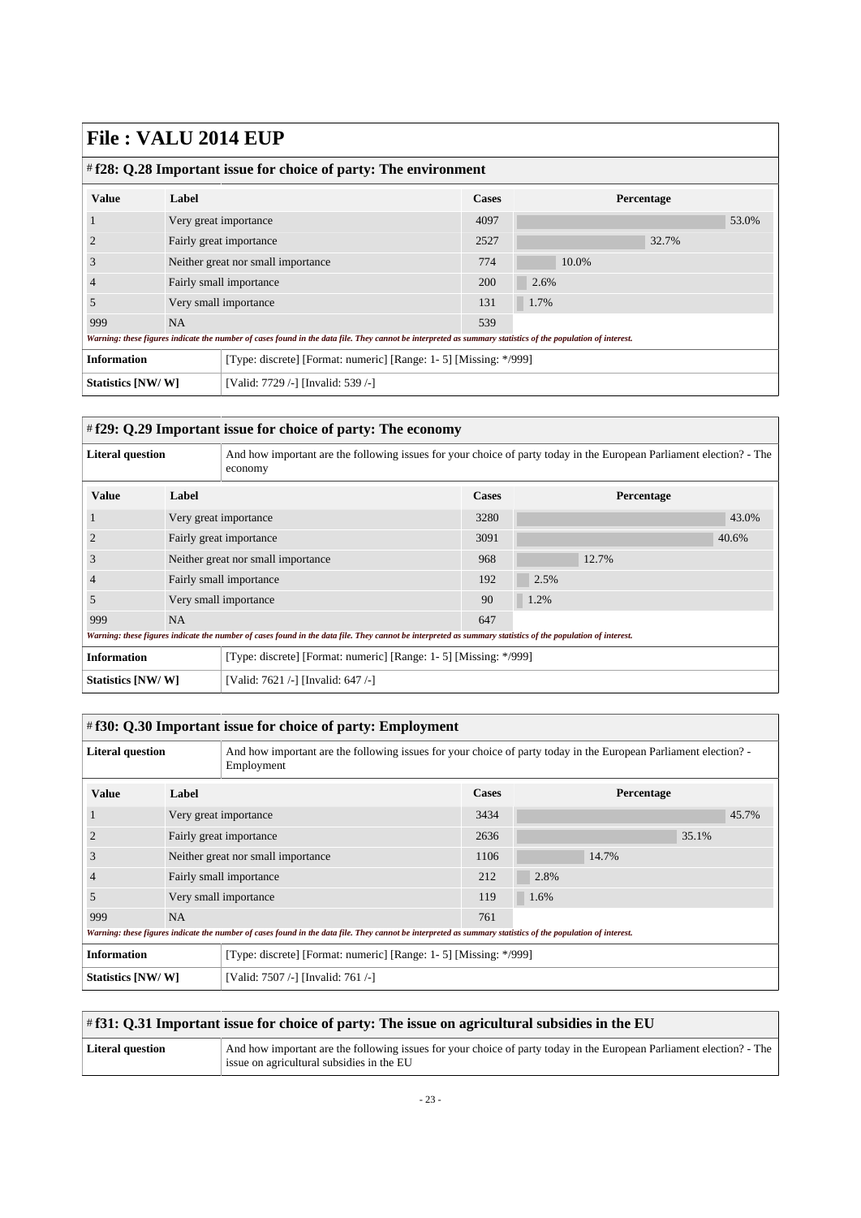# File : VALU 2014 EUP

## # f28: Q.28 Important issue for choice of party: The environment

| Value | Label | Cases | Percentage |
|---|---|---|---|
| 1 | Very great importance | 4097 | 53.0% |
| 2 | Fairly great importance | 2527 | 32.7% |
| 3 | Neither great nor small importance | 774 | 10.0% |
| 4 | Fairly small importance | 200 | 2.6% |
| 5 | Very small importance | 131 | 1.7% |
| 999 | NA | 539 | |

*Warning: these figures indicate the number of cases found in the data file. They cannot be interpreted as summary statistics of the population of interest.*

| | |
|---|---|
| **Information** | [Type: discrete] [Format: numeric] [Range: 1- 5] [Missing: */999] |
| **Statistics [NW/ W]** | [Valid: 7729 /-] [Invalid: 539 /-] |

## # f29: Q.29 Important issue for choice of party: The economy

| | |
|---|---|
| **Literal question** | And how important are the following issues for your choice of party today in the European Parliament election? - The economy |

| Value | Label | Cases | Percentage |
|---|---|---|---|
| 1 | Very great importance | 3280 | 43.0% |
| 2 | Fairly great importance | 3091 | 40.6% |
| 3 | Neither great nor small importance | 968 | 12.7% |
| 4 | Fairly small importance | 192 | 2.5% |
| 5 | Very small importance | 90 | 1.2% |
| 999 | NA | 647 | |

*Warning: these figures indicate the number of cases found in the data file. They cannot be interpreted as summary statistics of the population of interest.*

| | |
|---|---|
| **Information** | [Type: discrete] [Format: numeric] [Range: 1- 5] [Missing: */999] |
| **Statistics [NW/ W]** | [Valid: 7621 /-] [Invalid: 647 /-] |

## # f30: Q.30 Important issue for choice of party: Employment

| | |
|---|---|
| **Literal question** | And how important are the following issues for your choice of party today in the European Parliament election? - Employment |

| Value | Label | Cases | Percentage |
|---|---|---|---|
| 1 | Very great importance | 3434 | 45.7% |
| 2 | Fairly great importance | 2636 | 35.1% |
| 3 | Neither great nor small importance | 1106 | 14.7% |
| 4 | Fairly small importance | 212 | 2.8% |
| 5 | Very small importance | 119 | 1.6% |
| 999 | NA | 761 | |

*Warning: these figures indicate the number of cases found in the data file. They cannot be interpreted as summary statistics of the population of interest.*

| | |
|---|---|
| **Information** | [Type: discrete] [Format: numeric] [Range: 1- 5] [Missing: */999] |
| **Statistics [NW/ W]** | [Valid: 7507 /-] [Invalid: 761 /-] |

## # f31: Q.31 Important issue for choice of party: The issue on agricultural subsidies in the EU

| | |
|---|---|
| **Literal question** | And how important are the following issues for your choice of party today in the European Parliament election? - The issue on agricultural subsidies in the EU |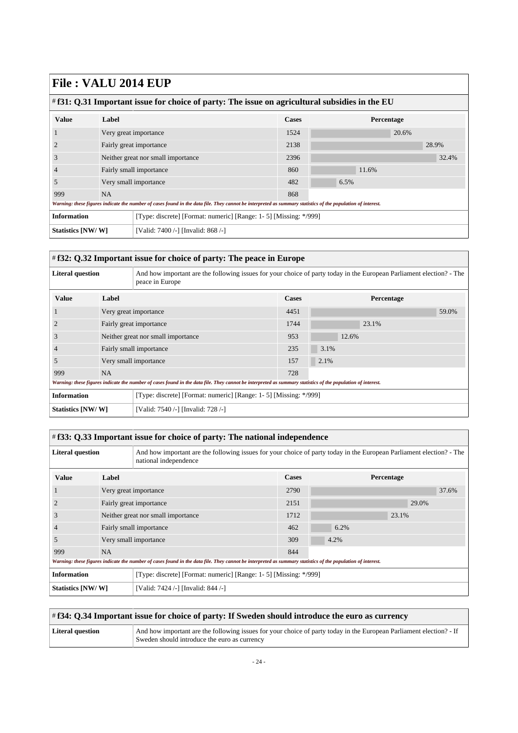# File : VALU 2014 EUP

## # f31: Q.31 Important issue for choice of party: The issue on agricultural subsidies in the EU

| Value | Label | Cases | Percentage |
|---|---|---|---|
| 1 | Very great importance | 1524 | 20.6% |
| 2 | Fairly great importance | 2138 | 28.9% |
| 3 | Neither great nor small importance | 2396 | 32.4% |
| 4 | Fairly small importance | 860 | 11.6% |
| 5 | Very small importance | 482 | 6.5% |
| 999 | NA | 868 | |

*Warning: these figures indicate the number of cases found in the data file. They cannot be interpreted as summary statistics of the population of interest.*

| | |
|---|---|
| **Information** | [Type: discrete] [Format: numeric] [Range: 1- 5] [Missing: */999] |
| **Statistics [NW/ W]** | [Valid: 7400 /-] [Invalid: 868 /-] |

## # f32: Q.32 Important issue for choice of party: The peace in Europe

| | |
|---|---|
| **Literal question** | And how important are the following issues for your choice of party today in the European Parliament election? - The peace in Europe |

| Value | Label | Cases | Percentage |
|---|---|---|---|
| 1 | Very great importance | 4451 | 59.0% |
| 2 | Fairly great importance | 1744 | 23.1% |
| 3 | Neither great nor small importance | 953 | 12.6% |
| 4 | Fairly small importance | 235 | 3.1% |
| 5 | Very small importance | 157 | 2.1% |
| 999 | NA | 728 | |

*Warning: these figures indicate the number of cases found in the data file. They cannot be interpreted as summary statistics of the population of interest.*

| | |
|---|---|
| **Information** | [Type: discrete] [Format: numeric] [Range: 1- 5] [Missing: */999] |
| **Statistics [NW/ W]** | [Valid: 7540 /-] [Invalid: 728 /-] |

## # f33: Q.33 Important issue for choice of party: The national independence

| | |
|---|---|
| **Literal question** | And how important are the following issues for your choice of party today in the European Parliament election? - The national independence |

| Value | Label | Cases | Percentage |
|---|---|---|---|
| 1 | Very great importance | 2790 | 37.6% |
| 2 | Fairly great importance | 2151 | 29.0% |
| 3 | Neither great nor small importance | 1712 | 23.1% |
| 4 | Fairly small importance | 462 | 6.2% |
| 5 | Very small importance | 309 | 4.2% |
| 999 | NA | 844 | |

*Warning: these figures indicate the number of cases found in the data file. They cannot be interpreted as summary statistics of the population of interest.*

| | |
|---|---|
| **Information** | [Type: discrete] [Format: numeric] [Range: 1- 5] [Missing: */999] |
| **Statistics [NW/ W]** | [Valid: 7424 /-] [Invalid: 844 /-] |

## # f34: Q.34 Important issue for choice of party: If Sweden should introduce the euro as currency

| | |
|---|---|
| **Literal question** | And how important are the following issues for your choice of party today in the European Parliament election? - If Sweden should introduce the euro as currency |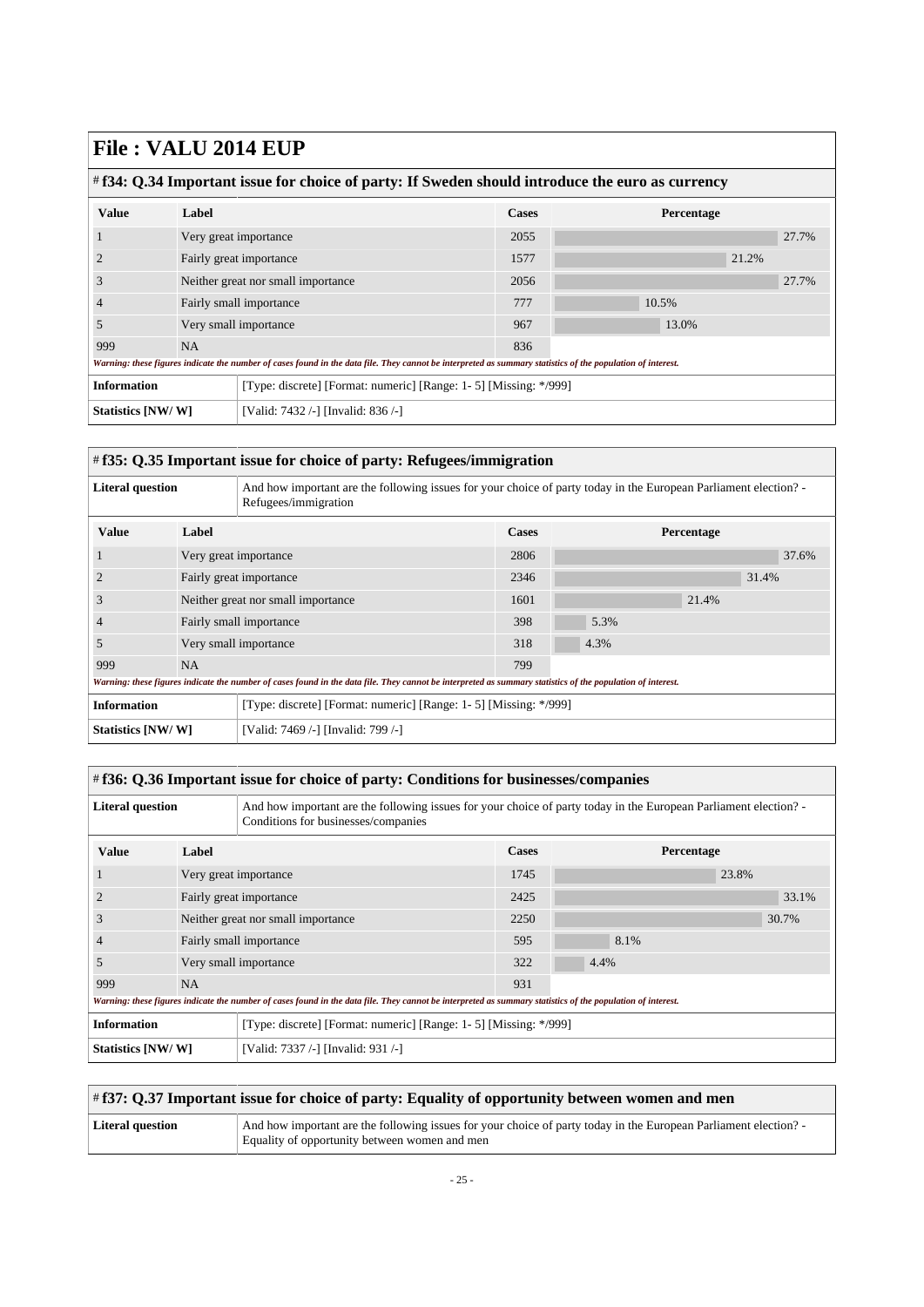# File : VALU 2014 EUP

## # f34: Q.34 Important issue for choice of party: If Sweden should introduce the euro as currency

| Value | Label | Cases | Percentage |
|---|---|---|---|
| 1 | Very great importance | 2055 | 27.7% |
| 2 | Fairly great importance | 1577 | 21.2% |
| 3 | Neither great nor small importance | 2056 | 27.7% |
| 4 | Fairly small importance | 777 | 10.5% |
| 5 | Very small importance | 967 | 13.0% |
| 999 | NA | 836 | |

*Warning: these figures indicate the number of cases found in the data file. They cannot be interpreted as summary statistics of the population of interest.*

| | |
|---|---|
| **Information** | [Type: discrete] [Format: numeric] [Range: 1- 5] [Missing: */999] |
| **Statistics [NW/ W]** | [Valid: 7432 /-] [Invalid: 836 /-] |

## # f35: Q.35 Important issue for choice of party: Refugees/immigration

| | |
|---|---|
| **Literal question** | And how important are the following issues for your choice of party today in the European Parliament election? - Refugees/immigration |

| Value | Label | Cases | Percentage |
|---|---|---|---|
| 1 | Very great importance | 2806 | 37.6% |
| 2 | Fairly great importance | 2346 | 31.4% |
| 3 | Neither great nor small importance | 1601 | 21.4% |
| 4 | Fairly small importance | 398 | 5.3% |
| 5 | Very small importance | 318 | 4.3% |
| 999 | NA | 799 | |

*Warning: these figures indicate the number of cases found in the data file. They cannot be interpreted as summary statistics of the population of interest.*

| | |
|---|---|
| **Information** | [Type: discrete] [Format: numeric] [Range: 1- 5] [Missing: */999] |
| **Statistics [NW/ W]** | [Valid: 7469 /-] [Invalid: 799 /-] |

## # f36: Q.36 Important issue for choice of party: Conditions for businesses/companies

| | |
|---|---|
| **Literal question** | And how important are the following issues for your choice of party today in the European Parliament election? - Conditions for businesses/companies |

| Value | Label | Cases | Percentage |
|---|---|---|---|
| 1 | Very great importance | 1745 | 23.8% |
| 2 | Fairly great importance | 2425 | 33.1% |
| 3 | Neither great nor small importance | 2250 | 30.7% |
| 4 | Fairly small importance | 595 | 8.1% |
| 5 | Very small importance | 322 | 4.4% |
| 999 | NA | 931 | |

*Warning: these figures indicate the number of cases found in the data file. They cannot be interpreted as summary statistics of the population of interest.*

| | |
|---|---|
| **Information** | [Type: discrete] [Format: numeric] [Range: 1- 5] [Missing: */999] |
| **Statistics [NW/ W]** | [Valid: 7337 /-] [Invalid: 931 /-] |

## # f37: Q.37 Important issue for choice of party: Equality of opportunity between women and men

| | |
|---|---|
| **Literal question** | And how important are the following issues for your choice of party today in the European Parliament election? - Equality of opportunity between women and men |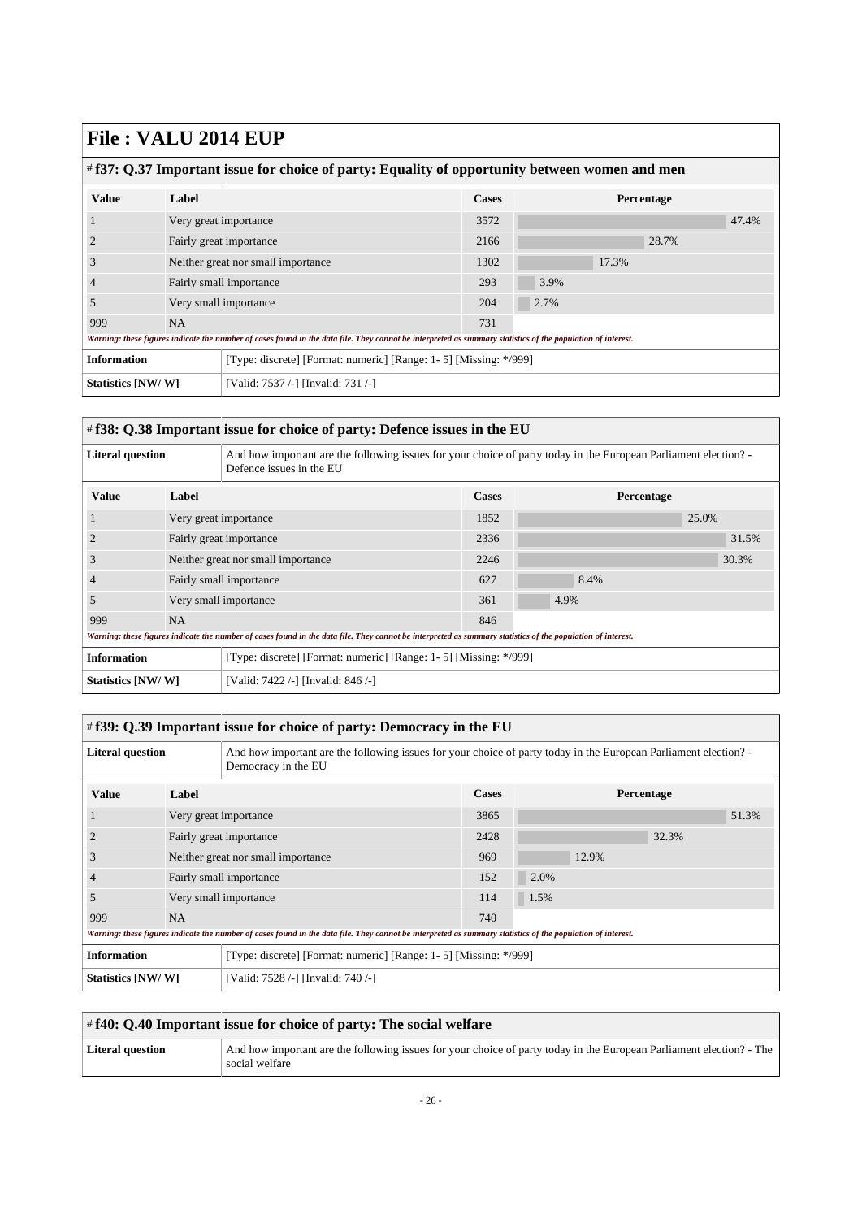# File : VALU 2014 EUP

## # f37: Q.37 Important issue for choice of party: Equality of opportunity between women and men

| Value | Label | Cases | Percentage |
|---|---|---|---|
| 1 | Very great importance | 3572 | 47.4% |
| 2 | Fairly great importance | 2166 | 28.7% |
| 3 | Neither great nor small importance | 1302 | 17.3% |
| 4 | Fairly small importance | 293 | 3.9% |
| 5 | Very small importance | 204 | 2.7% |
| 999 | NA | 731 | |

*Warning: these figures indicate the number of cases found in the data file. They cannot be interpreted as summary statistics of the population of interest.*

| | |
|---|---|
| **Information** | [Type: discrete] [Format: numeric] [Range: 1- 5] [Missing: */999] |
| **Statistics [NW/ W]** | [Valid: 7537 /-] [Invalid: 731 /-] |

## # f38: Q.38 Important issue for choice of party: Defence issues in the EU

| | |
|---|---|
| **Literal question** | And how important are the following issues for your choice of party today in the European Parliament election? - Defence issues in the EU |

| Value | Label | Cases | Percentage |
|---|---|---|---|
| 1 | Very great importance | 1852 | 25.0% |
| 2 | Fairly great importance | 2336 | 31.5% |
| 3 | Neither great nor small importance | 2246 | 30.3% |
| 4 | Fairly small importance | 627 | 8.4% |
| 5 | Very small importance | 361 | 4.9% |
| 999 | NA | 846 | |

*Warning: these figures indicate the number of cases found in the data file. They cannot be interpreted as summary statistics of the population of interest.*

| | |
|---|---|
| **Information** | [Type: discrete] [Format: numeric] [Range: 1- 5] [Missing: */999] |
| **Statistics [NW/ W]** | [Valid: 7422 /-] [Invalid: 846 /-] |

## # f39: Q.39 Important issue for choice of party: Democracy in the EU

| | |
|---|---|
| **Literal question** | And how important are the following issues for your choice of party today in the European Parliament election? - Democracy in the EU |

| Value | Label | Cases | Percentage |
|---|---|---|---|
| 1 | Very great importance | 3865 | 51.3% |
| 2 | Fairly great importance | 2428 | 32.3% |
| 3 | Neither great nor small importance | 969 | 12.9% |
| 4 | Fairly small importance | 152 | 2.0% |
| 5 | Very small importance | 114 | 1.5% |
| 999 | NA | 740 | |

*Warning: these figures indicate the number of cases found in the data file. They cannot be interpreted as summary statistics of the population of interest.*

| | |
|---|---|
| **Information** | [Type: discrete] [Format: numeric] [Range: 1- 5] [Missing: */999] |
| **Statistics [NW/ W]** | [Valid: 7528 /-] [Invalid: 740 /-] |

## # f40: Q.40 Important issue for choice of party: The social welfare

| | |
|---|---|
| **Literal question** | And how important are the following issues for your choice of party today in the European Parliament election? - The social welfare |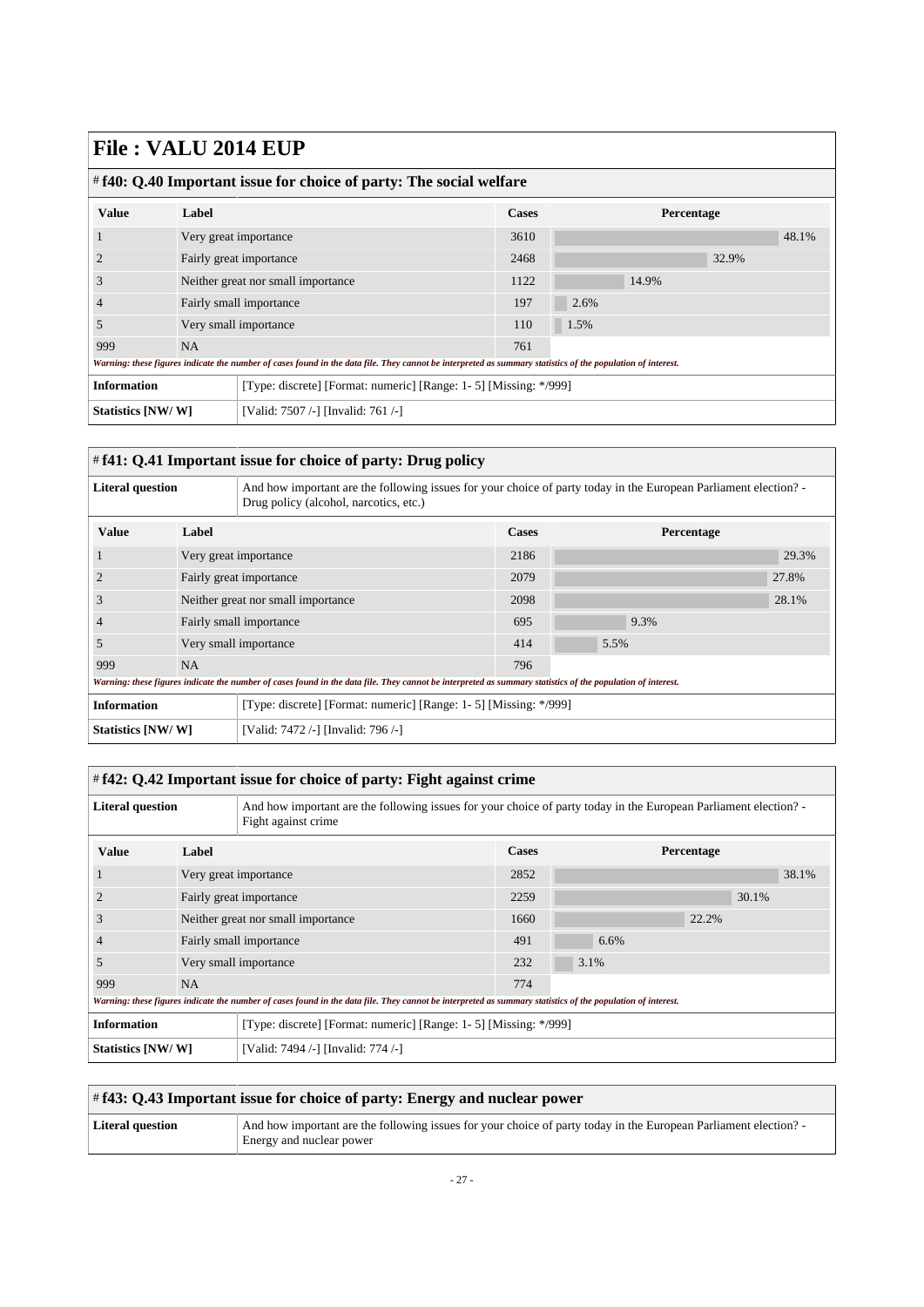# File : VALU 2014 EUP

## # f40: Q.40 Important issue for choice of party: The social welfare

| Value | Label | Cases | Percentage |
|---|---|---|---|
| 1 | Very great importance | 3610 | 48.1% |
| 2 | Fairly great importance | 2468 | 32.9% |
| 3 | Neither great nor small importance | 1122 | 14.9% |
| 4 | Fairly small importance | 197 | 2.6% |
| 5 | Very small importance | 110 | 1.5% |
| 999 | NA | 761 | |

*Warning: these figures indicate the number of cases found in the data file. They cannot be interpreted as summary statistics of the population of interest.*

| | |
|---|---|
| **Information** | [Type: discrete] [Format: numeric] [Range: 1- 5] [Missing: */999] |
| **Statistics [NW/ W]** | [Valid: 7507 /-] [Invalid: 761 /-] |

## # f41: Q.41 Important issue for choice of party: Drug policy

| | |
|---|---|
| **Literal question** | And how important are the following issues for your choice of party today in the European Parliament election? - Drug policy (alcohol, narcotics, etc.) |

| Value | Label | Cases | Percentage |
|---|---|---|---|
| 1 | Very great importance | 2186 | 29.3% |
| 2 | Fairly great importance | 2079 | 27.8% |
| 3 | Neither great nor small importance | 2098 | 28.1% |
| 4 | Fairly small importance | 695 | 9.3% |
| 5 | Very small importance | 414 | 5.5% |
| 999 | NA | 796 | |

*Warning: these figures indicate the number of cases found in the data file. They cannot be interpreted as summary statistics of the population of interest.*

| | |
|---|---|
| **Information** | [Type: discrete] [Format: numeric] [Range: 1- 5] [Missing: */999] |
| **Statistics [NW/ W]** | [Valid: 7472 /-] [Invalid: 796 /-] |

## # f42: Q.42 Important issue for choice of party: Fight against crime

| | |
|---|---|
| **Literal question** | And how important are the following issues for your choice of party today in the European Parliament election? - Fight against crime |

| Value | Label | Cases | Percentage |
|---|---|---|---|
| 1 | Very great importance | 2852 | 38.1% |
| 2 | Fairly great importance | 2259 | 30.1% |
| 3 | Neither great nor small importance | 1660 | 22.2% |
| 4 | Fairly small importance | 491 | 6.6% |
| 5 | Very small importance | 232 | 3.1% |
| 999 | NA | 774 | |

*Warning: these figures indicate the number of cases found in the data file. They cannot be interpreted as summary statistics of the population of interest.*

| | |
|---|---|
| **Information** | [Type: discrete] [Format: numeric] [Range: 1- 5] [Missing: */999] |
| **Statistics [NW/ W]** | [Valid: 7494 /-] [Invalid: 774 /-] |

## # f43: Q.43 Important issue for choice of party: Energy and nuclear power

| | |
|---|---|
| **Literal question** | And how important are the following issues for your choice of party today in the European Parliament election? - Energy and nuclear power |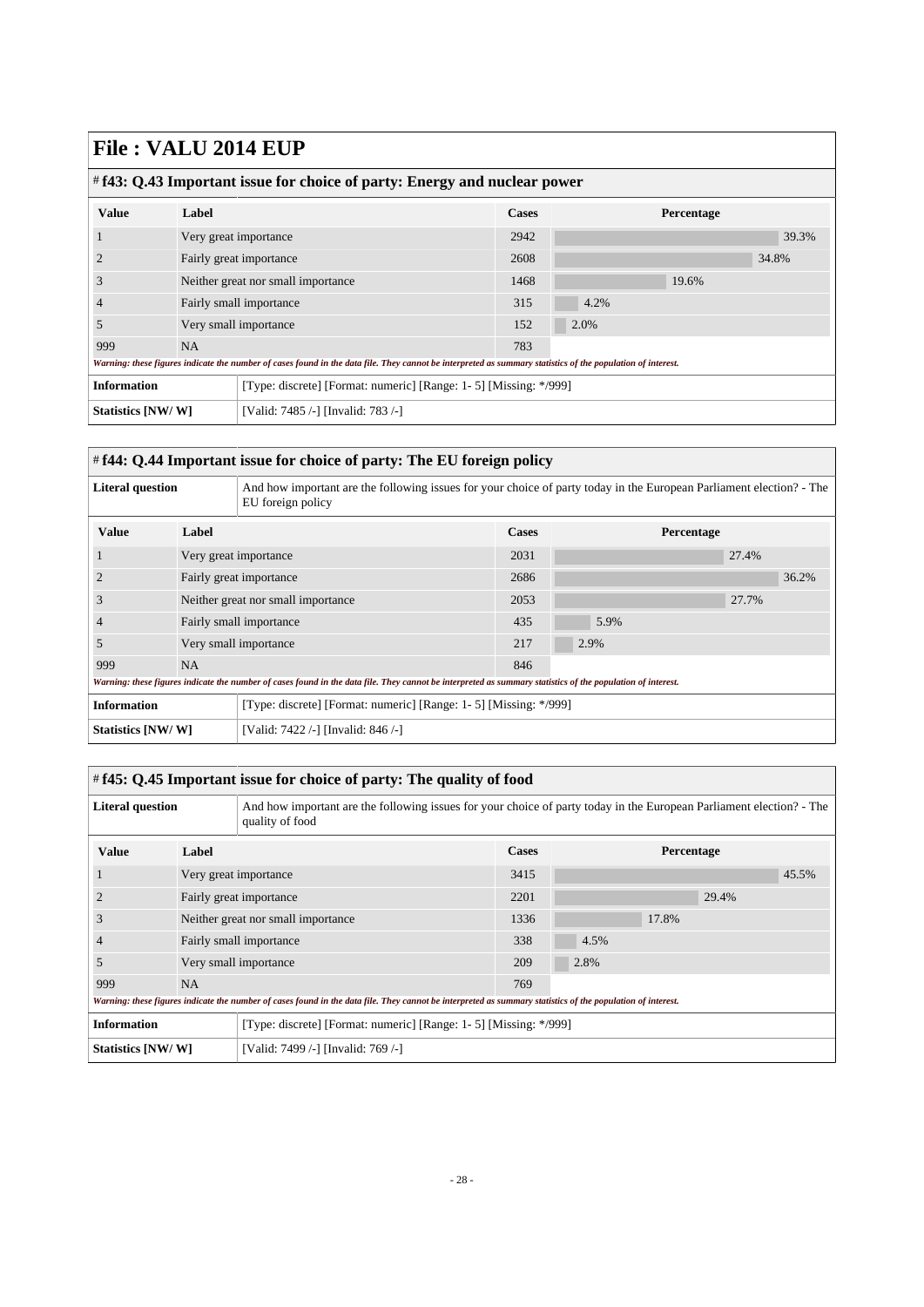# File : VALU 2014 EUP

## # f43: Q.43 Important issue for choice of party: Energy and nuclear power

| Value | Label | Cases | Percentage |
|---|---|---|---|
| 1 | Very great importance | 2942 | 39.3% |
| 2 | Fairly great importance | 2608 | 34.8% |
| 3 | Neither great nor small importance | 1468 | 19.6% |
| 4 | Fairly small importance | 315 | 4.2% |
| 5 | Very small importance | 152 | 2.0% |
| 999 | NA | 783 | |

*Warning: these figures indicate the number of cases found in the data file. They cannot be interpreted as summary statistics of the population of interest.*

| | |
|---|---|
| **Information** | [Type: discrete] [Format: numeric] [Range: 1- 5] [Missing: */999] |
| **Statistics [NW/ W]** | [Valid: 7485 /-] [Invalid: 783 /-] |

## # f44: Q.44 Important issue for choice of party: The EU foreign policy

| | |
|---|---|
| **Literal question** | And how important are the following issues for your choice of party today in the European Parliament election? - The EU foreign policy |

| Value | Label | Cases | Percentage |
|---|---|---|---|
| 1 | Very great importance | 2031 | 27.4% |
| 2 | Fairly great importance | 2686 | 36.2% |
| 3 | Neither great nor small importance | 2053 | 27.7% |
| 4 | Fairly small importance | 435 | 5.9% |
| 5 | Very small importance | 217 | 2.9% |
| 999 | NA | 846 | |

*Warning: these figures indicate the number of cases found in the data file. They cannot be interpreted as summary statistics of the population of interest.*

| | |
|---|---|
| **Information** | [Type: discrete] [Format: numeric] [Range: 1- 5] [Missing: */999] |
| **Statistics [NW/ W]** | [Valid: 7422 /-] [Invalid: 846 /-] |

## # f45: Q.45 Important issue for choice of party: The quality of food

| | |
|---|---|
| **Literal question** | And how important are the following issues for your choice of party today in the European Parliament election? - The quality of food |

| Value | Label | Cases | Percentage |
|---|---|---|---|
| 1 | Very great importance | 3415 | 45.5% |
| 2 | Fairly great importance | 2201 | 29.4% |
| 3 | Neither great nor small importance | 1336 | 17.8% |
| 4 | Fairly small importance | 338 | 4.5% |
| 5 | Very small importance | 209 | 2.8% |
| 999 | NA | 769 | |

*Warning: these figures indicate the number of cases found in the data file. They cannot be interpreted as summary statistics of the population of interest.*

| | |
|---|---|
| **Information** | [Type: discrete] [Format: numeric] [Range: 1- 5] [Missing: */999] |
| **Statistics [NW/ W]** | [Valid: 7499 /-] [Invalid: 769 /-] |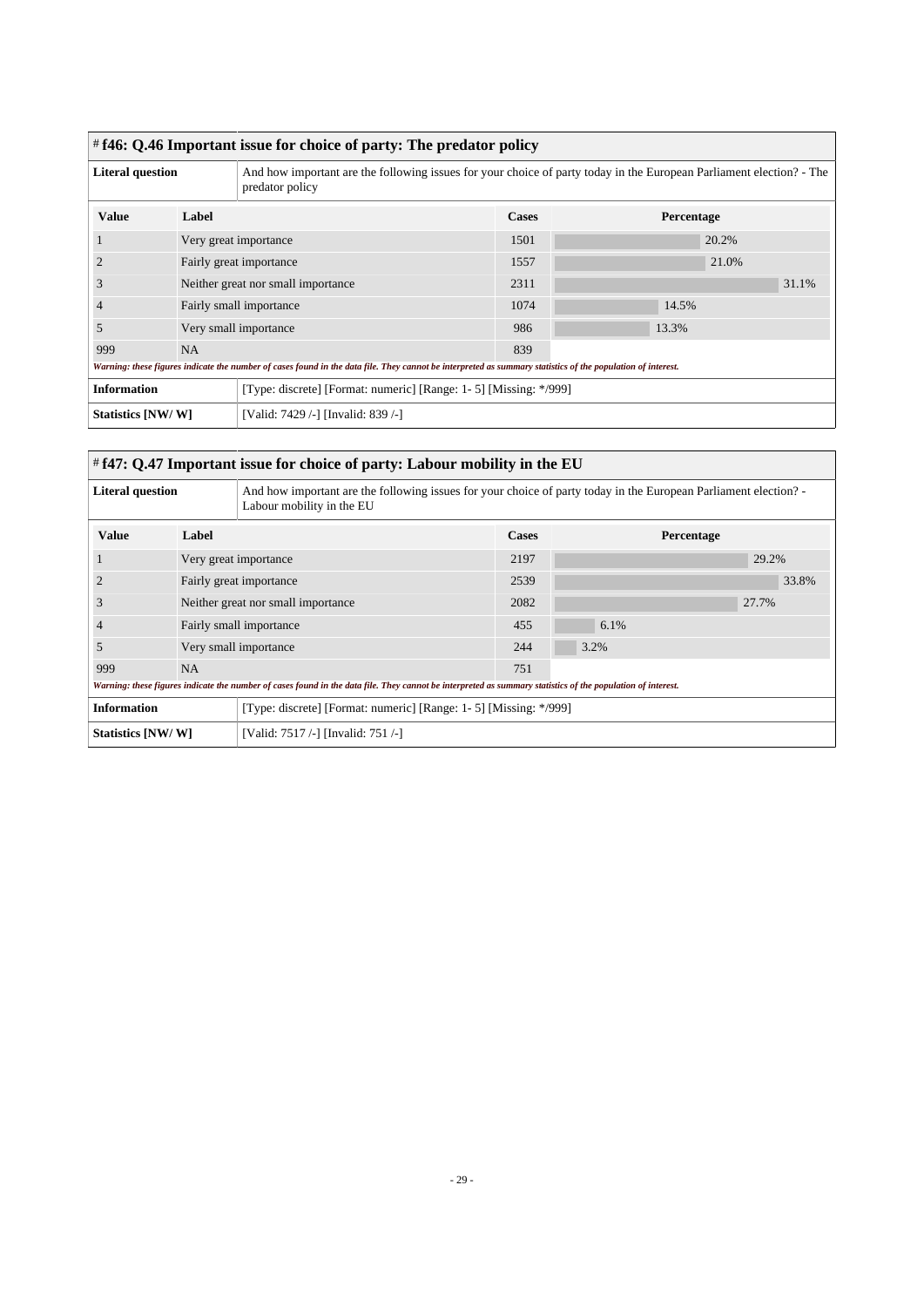## # f46: Q.46 Important issue for choice of party: The predator policy

| | |
|---|---|
| **Literal question** | And how important are the following issues for your choice of party today in the European Parliament election? - The predator policy |

| Value | Label | Cases | Percentage |
|---|---|---|---|
| 1 | Very great importance | 1501 | 20.2% |
| 2 | Fairly great importance | 1557 | 21.0% |
| 3 | Neither great nor small importance | 2311 | 31.1% |
| 4 | Fairly small importance | 1074 | 14.5% |
| 5 | Very small importance | 986 | 13.3% |
| 999 | NA | 839 | |

*Warning: these figures indicate the number of cases found in the data file. They cannot be interpreted as summary statistics of the population of interest.*

| | |
|---|---|
| **Information** | [Type: discrete] [Format: numeric] [Range: 1- 5] [Missing: */999] |
| **Statistics [NW/ W]** | [Valid: 7429 /-] [Invalid: 839 /-] |

## # f47: Q.47 Important issue for choice of party: Labour mobility in the EU

| | |
|---|---|
| **Literal question** | And how important are the following issues for your choice of party today in the European Parliament election? - Labour mobility in the EU |

| Value | Label | Cases | Percentage |
|---|---|---|---|
| 1 | Very great importance | 2197 | 29.2% |
| 2 | Fairly great importance | 2539 | 33.8% |
| 3 | Neither great nor small importance | 2082 | 27.7% |
| 4 | Fairly small importance | 455 | 6.1% |
| 5 | Very small importance | 244 | 3.2% |
| 999 | NA | 751 | |

*Warning: these figures indicate the number of cases found in the data file. They cannot be interpreted as summary statistics of the population of interest.*

| | |
|---|---|
| **Information** | [Type: discrete] [Format: numeric] [Range: 1- 5] [Missing: */999] |
| **Statistics [NW/ W]** | [Valid: 7517 /-] [Invalid: 751 /-] |